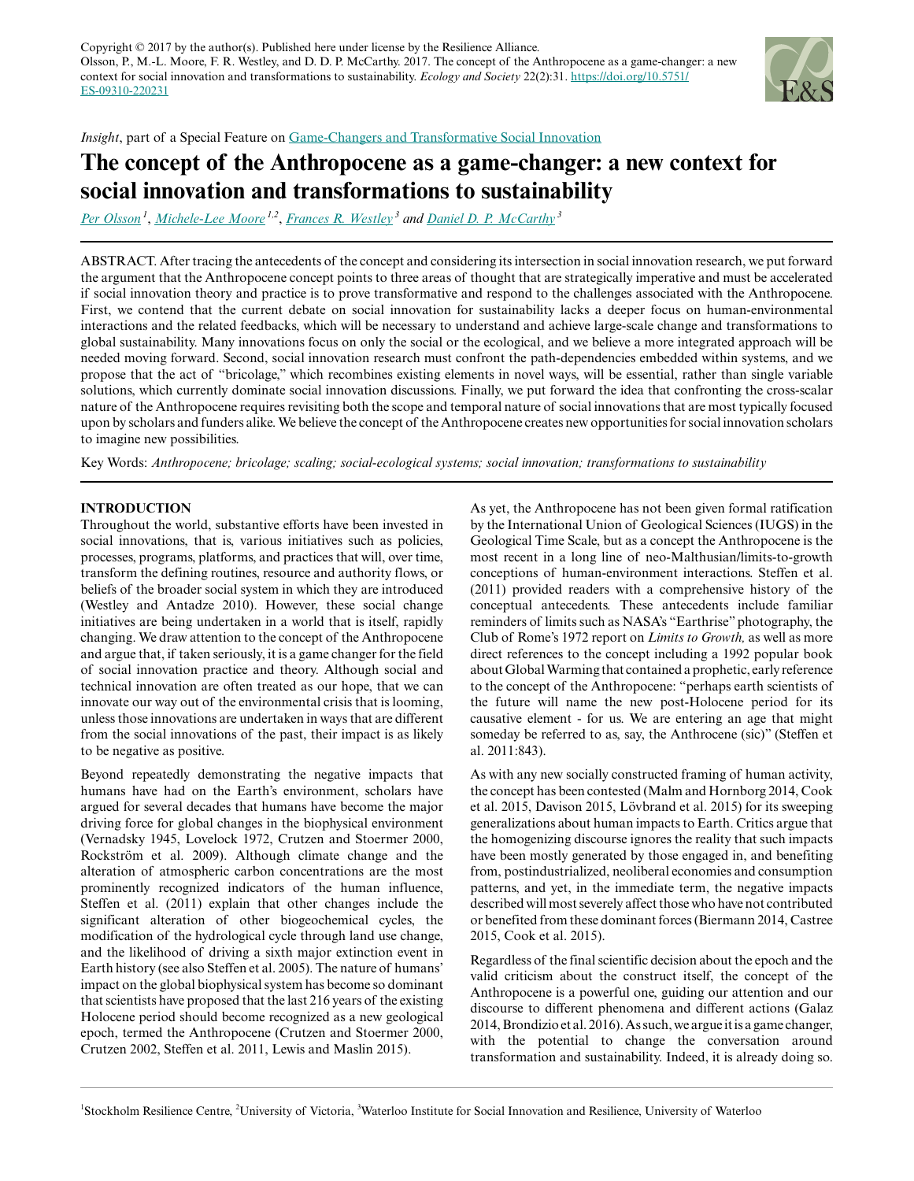Copyright © 2017 by the author(s). Published here under license by the Resilience Alliance.
Olsson, P., M.-L. Moore, F. R. Westley, and D. D. P. McCarthy. 2017. The concept of the Anthropocene as a game-changer: a new context for social innovation and transformations to sustainability. *Ecology and Society* 22(2):31. https://doi.org/10.5751/ES-09310-220231

*Insight*, part of a Special Feature on Game-Changers and Transformative Social Innovation

# The concept of the Anthropocene as a game-changer: a new context for social innovation and transformations to sustainability

*Per Olsson*[1], *Michele-Lee Moore*[1,2], *Frances R. Westley*[3] and *Daniel D. P. McCarthy*[3]

ABSTRACT. After tracing the antecedents of the concept and considering its intersection in social innovation research, we put forward the argument that the Anthropocene concept points to three areas of thought that are strategically imperative and must be accelerated if social innovation theory and practice is to prove transformative and respond to the challenges associated with the Anthropocene. First, we contend that the current debate on social innovation for sustainability lacks a deeper focus on human-environmental interactions and the related feedbacks, which will be necessary to understand and achieve large-scale change and transformations to global sustainability. Many innovations focus on only the social or the ecological, and we believe a more integrated approach will be needed moving forward. Second, social innovation research must confront the path-dependencies embedded within systems, and we propose that the act of "bricolage," which recombines existing elements in novel ways, will be essential, rather than single variable solutions, which currently dominate social innovation discussions. Finally, we put forward the idea that confronting the cross-scalar nature of the Anthropocene requires revisiting both the scope and temporal nature of social innovations that are most typically focused upon by scholars and funders alike. We believe the concept of the Anthropocene creates new opportunities for social innovation scholars to imagine new possibilities.

Key Words: *Anthropocene; bricolage; scaling; social-ecological systems; social innovation; transformations to sustainability*

## INTRODUCTION

Throughout the world, substantive efforts have been invested in social innovations, that is, various initiatives such as policies, processes, programs, platforms, and practices that will, over time, transform the defining routines, resource and authority flows, or beliefs of the broader social system in which they are introduced (Westley and Antadze 2010). However, these social change initiatives are being undertaken in a world that is itself, rapidly changing. We draw attention to the concept of the Anthropocene and argue that, if taken seriously, it is a game changer for the field of social innovation practice and theory. Although social and technical innovation are often treated as our hope, that we can innovate our way out of the environmental crisis that is looming, unless those innovations are undertaken in ways that are different from the social innovations of the past, their impact is as likely to be negative as positive.

Beyond repeatedly demonstrating the negative impacts that humans have had on the Earth's environment, scholars have argued for several decades that humans have become the major driving force for global changes in the biophysical environment (Vernadsky 1945, Lovelock 1972, Crutzen and Stoermer 2000, Rockström et al. 2009). Although climate change and the alteration of atmospheric carbon concentrations are the most prominently recognized indicators of the human influence, Steffen et al. (2011) explain that other changes include the significant alteration of other biogeochemical cycles, the modification of the hydrological cycle through land use change, and the likelihood of driving a sixth major extinction event in Earth history (see also Steffen et al. 2005). The nature of humans' impact on the global biophysical system has become so dominant that scientists have proposed that the last 216 years of the existing Holocene period should become recognized as a new geological epoch, termed the Anthropocene (Crutzen and Stoermer 2000, Crutzen 2002, Steffen et al. 2011, Lewis and Maslin 2015).

As yet, the Anthropocene has not been given formal ratification by the International Union of Geological Sciences (IUGS) in the Geological Time Scale, but as a concept the Anthropocene is the most recent in a long line of neo-Malthusian/limits-to-growth conceptions of human-environment interactions. Steffen et al. (2011) provided readers with a comprehensive history of the conceptual antecedents. These antecedents include familiar reminders of limits such as NASA's "Earthrise" photography, the Club of Rome's 1972 report on *Limits to Growth,* as well as more direct references to the concept including a 1992 popular book about Global Warming that contained a prophetic, early reference to the concept of the Anthropocene: "perhaps earth scientists of the future will name the new post-Holocene period for its causative element - for us. We are entering an age that might someday be referred to as, say, the Anthrocene (sic)" (Steffen et al. 2011:843).

As with any new socially constructed framing of human activity, the concept has been contested (Malm and Hornborg 2014, Cook et al. 2015, Davison 2015, Lövbrand et al. 2015) for its sweeping generalizations about human impacts to Earth. Critics argue that the homogenizing discourse ignores the reality that such impacts have been mostly generated by those engaged in, and benefiting from, postindustrialized, neoliberal economies and consumption patterns, and yet, in the immediate term, the negative impacts described will most severely affect those who have not contributed or benefited from these dominant forces (Biermann 2014, Castree 2015, Cook et al. 2015).

Regardless of the final scientific decision about the epoch and the valid criticism about the construct itself, the concept of the Anthropocene is a powerful one, guiding our attention and our discourse to different phenomena and different actions (Galaz 2014, Brondizio et al. 2016). As such, we argue it is a game changer, with the potential to change the conversation around transformation and sustainability. Indeed, it is already doing so.

[1]Stockholm Resilience Centre, [2]University of Victoria, [3]Waterloo Institute for Social Innovation and Resilience, University of Waterloo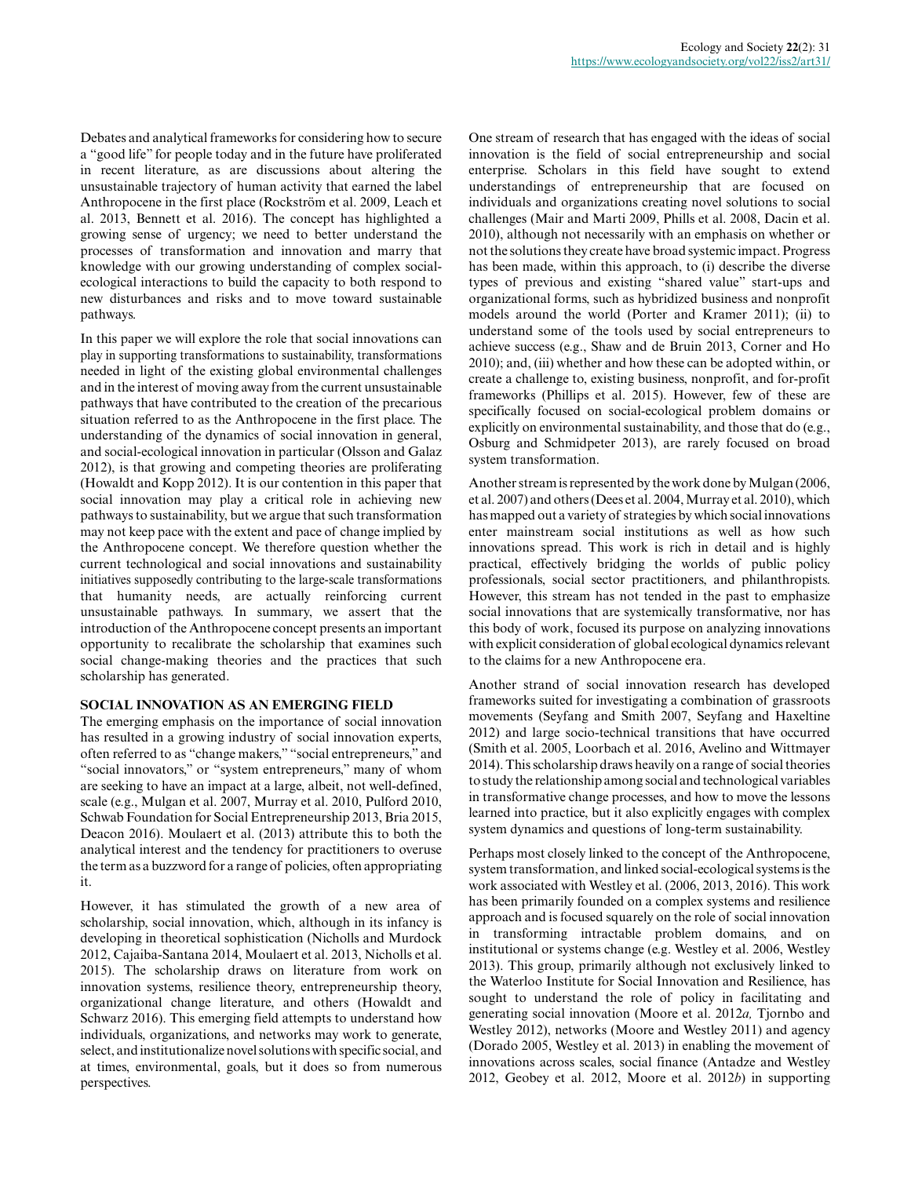Debates and analytical frameworks for considering how to secure a "good life" for people today and in the future have proliferated in recent literature, as are discussions about altering the unsustainable trajectory of human activity that earned the label Anthropocene in the first place (Rockström et al. 2009, Leach et al. 2013, Bennett et al. 2016). The concept has highlighted a growing sense of urgency; we need to better understand the processes of transformation and innovation and marry that knowledge with our growing understanding of complex social-ecological interactions to build the capacity to both respond to new disturbances and risks and to move toward sustainable pathways.

In this paper we will explore the role that social innovations can play in supporting transformations to sustainability, transformations needed in light of the existing global environmental challenges and in the interest of moving away from the current unsustainable pathways that have contributed to the creation of the precarious situation referred to as the Anthropocene in the first place. The understanding of the dynamics of social innovation in general, and social-ecological innovation in particular (Olsson and Galaz 2012), is that growing and competing theories are proliferating (Howaldt and Kopp 2012). It is our contention in this paper that social innovation may play a critical role in achieving new pathways to sustainability, but we argue that such transformation may not keep pace with the extent and pace of change implied by the Anthropocene concept. We therefore question whether the current technological and social innovations and sustainability initiatives supposedly contributing to the large-scale transformations that humanity needs, are actually reinforcing current unsustainable pathways. In summary, we assert that the introduction of the Anthropocene concept presents an important opportunity to recalibrate the scholarship that examines such social change-making theories and the practices that such scholarship has generated.

## SOCIAL INNOVATION AS AN EMERGING FIELD

The emerging emphasis on the importance of social innovation has resulted in a growing industry of social innovation experts, often referred to as "change makers," "social entrepreneurs," and "social innovators," or "system entrepreneurs," many of whom are seeking to have an impact at a large, albeit, not well-defined, scale (e.g., Mulgan et al. 2007, Murray et al. 2010, Pulford 2010, Schwab Foundation for Social Entrepreneurship 2013, Bria 2015, Deacon 2016). Moulaert et al. (2013) attribute this to both the analytical interest and the tendency for practitioners to overuse the term as a buzzword for a range of policies, often appropriating it.

However, it has stimulated the growth of a new area of scholarship, social innovation, which, although in its infancy is developing in theoretical sophistication (Nicholls and Murdock 2012, Cajaiba-Santana 2014, Moulaert et al. 2013, Nicholls et al. 2015). The scholarship draws on literature from work on innovation systems, resilience theory, entrepreneurship theory, organizational change literature, and others (Howaldt and Schwarz 2016). This emerging field attempts to understand how individuals, organizations, and networks may work to generate, select, and institutionalize novel solutions with specific social, and at times, environmental, goals, but it does so from numerous perspectives.

One stream of research that has engaged with the ideas of social innovation is the field of social entrepreneurship and social enterprise. Scholars in this field have sought to extend understandings of entrepreneurship that are focused on individuals and organizations creating novel solutions to social challenges (Mair and Marti 2009, Phills et al. 2008, Dacin et al. 2010), although not necessarily with an emphasis on whether or not the solutions they create have broad systemic impact. Progress has been made, within this approach, to (i) describe the diverse types of previous and existing "shared value" start-ups and organizational forms, such as hybridized business and nonprofit models around the world (Porter and Kramer 2011); (ii) to understand some of the tools used by social entrepreneurs to achieve success (e.g., Shaw and de Bruin 2013, Corner and Ho 2010); and, (iii) whether and how these can be adopted within, or create a challenge to, existing business, nonprofit, and for-profit frameworks (Phillips et al. 2015). However, few of these are specifically focused on social-ecological problem domains or explicitly on environmental sustainability, and those that do (e.g., Osburg and Schmidpeter 2013), are rarely focused on broad system transformation.

Another stream is represented by the work done by Mulgan (2006, et al. 2007) and others (Dees et al. 2004, Murray et al. 2010), which has mapped out a variety of strategies by which social innovations enter mainstream social institutions as well as how such innovations spread. This work is rich in detail and is highly practical, effectively bridging the worlds of public policy professionals, social sector practitioners, and philanthropists. However, this stream has not tended in the past to emphasize social innovations that are systemically transformative, nor has this body of work, focused its purpose on analyzing innovations with explicit consideration of global ecological dynamics relevant to the claims for a new Anthropocene era.

Another strand of social innovation research has developed frameworks suited for investigating a combination of grassroots movements (Seyfang and Smith 2007, Seyfang and Haxeltine 2012) and large socio-technical transitions that have occurred (Smith et al. 2005, Loorbach et al. 2016, Avelino and Wittmayer 2014). This scholarship draws heavily on a range of social theories to study the relationship among social and technological variables in transformative change processes, and how to move the lessons learned into practice, but it also explicitly engages with complex system dynamics and questions of long-term sustainability.

Perhaps most closely linked to the concept of the Anthropocene, system transformation, and linked social-ecological systems is the work associated with Westley et al. (2006, 2013, 2016). This work has been primarily founded on a complex systems and resilience approach and is focused squarely on the role of social innovation in transforming intractable problem domains, and on institutional or systems change (e.g. Westley et al. 2006, Westley 2013). This group, primarily although not exclusively linked to the Waterloo Institute for Social Innovation and Resilience, has sought to understand the role of policy in facilitating and generating social innovation (Moore et al. 2012*a,* Tjornbo and Westley 2012), networks (Moore and Westley 2011) and agency (Dorado 2005, Westley et al. 2013) in enabling the movement of innovations across scales, social finance (Antadze and Westley 2012, Geobey et al. 2012, Moore et al. 2012*b*) in supporting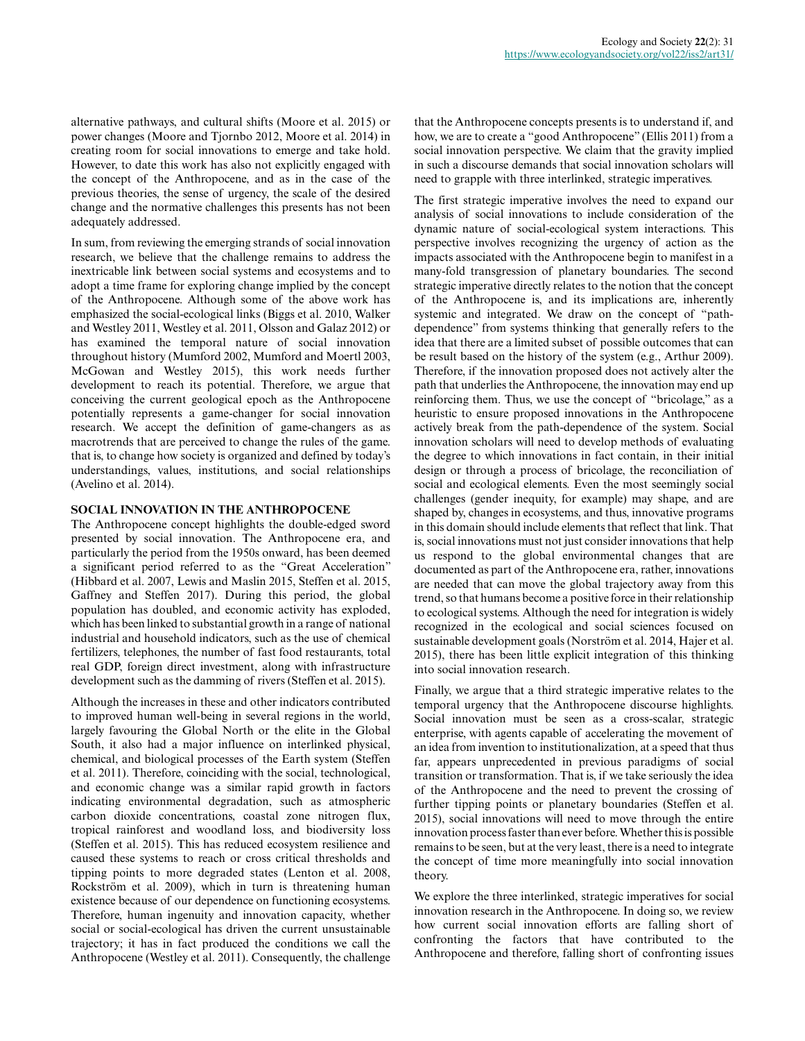alternative pathways, and cultural shifts (Moore et al. 2015) or power changes (Moore and Tjornbo 2012, Moore et al. 2014) in creating room for social innovations to emerge and take hold. However, to date this work has also not explicitly engaged with the concept of the Anthropocene, and as in the case of the previous theories, the sense of urgency, the scale of the desired change and the normative challenges this presents has not been adequately addressed.

In sum, from reviewing the emerging strands of social innovation research, we believe that the challenge remains to address the inextricable link between social systems and ecosystems and to adopt a time frame for exploring change implied by the concept of the Anthropocene. Although some of the above work has emphasized the social-ecological links (Biggs et al. 2010, Walker and Westley 2011, Westley et al. 2011, Olsson and Galaz 2012) or has examined the temporal nature of social innovation throughout history (Mumford 2002, Mumford and Moertl 2003, McGowan and Westley 2015), this work needs further development to reach its potential. Therefore, we argue that conceiving the current geological epoch as the Anthropocene potentially represents a game-changer for social innovation research. We accept the definition of game-changers as as macrotrends that are perceived to change the rules of the game. that is, to change how society is organized and defined by today's understandings, values, institutions, and social relationships (Avelino et al. 2014).

## SOCIAL INNOVATION IN THE ANTHROPOCENE

The Anthropocene concept highlights the double-edged sword presented by social innovation. The Anthropocene era, and particularly the period from the 1950s onward, has been deemed a significant period referred to as the "Great Acceleration" (Hibbard et al. 2007, Lewis and Maslin 2015, Steffen et al. 2015, Gaffney and Steffen 2017). During this period, the global population has doubled, and economic activity has exploded, which has been linked to substantial growth in a range of national industrial and household indicators, such as the use of chemical fertilizers, telephones, the number of fast food restaurants, total real GDP, foreign direct investment, along with infrastructure development such as the damming of rivers (Steffen et al. 2015).

Although the increases in these and other indicators contributed to improved human well-being in several regions in the world, largely favouring the Global North or the elite in the Global South, it also had a major influence on interlinked physical, chemical, and biological processes of the Earth system (Steffen et al. 2011). Therefore, coinciding with the social, technological, and economic change was a similar rapid growth in factors indicating environmental degradation, such as atmospheric carbon dioxide concentrations, coastal zone nitrogen flux, tropical rainforest and woodland loss, and biodiversity loss (Steffen et al. 2015). This has reduced ecosystem resilience and caused these systems to reach or cross critical thresholds and tipping points to more degraded states (Lenton et al. 2008, Rockström et al. 2009), which in turn is threatening human existence because of our dependence on functioning ecosystems. Therefore, human ingenuity and innovation capacity, whether social or social-ecological has driven the current unsustainable trajectory; it has in fact produced the conditions we call the Anthropocene (Westley et al. 2011). Consequently, the challenge that the Anthropocene concepts presents is to understand if, and how, we are to create a "good Anthropocene" (Ellis 2011) from a social innovation perspective. We claim that the gravity implied in such a discourse demands that social innovation scholars will need to grapple with three interlinked, strategic imperatives.

The first strategic imperative involves the need to expand our analysis of social innovations to include consideration of the dynamic nature of social-ecological system interactions. This perspective involves recognizing the urgency of action as the impacts associated with the Anthropocene begin to manifest in a many-fold transgression of planetary boundaries. The second strategic imperative directly relates to the notion that the concept of the Anthropocene is, and its implications are, inherently systemic and integrated. We draw on the concept of "path-dependence" from systems thinking that generally refers to the idea that there are a limited subset of possible outcomes that can be result based on the history of the system (e.g., Arthur 2009). Therefore, if the innovation proposed does not actively alter the path that underlies the Anthropocene, the innovation may end up reinforcing them. Thus, we use the concept of "bricolage," as a heuristic to ensure proposed innovations in the Anthropocene actively break from the path-dependence of the system. Social innovation scholars will need to develop methods of evaluating the degree to which innovations in fact contain, in their initial design or through a process of bricolage, the reconciliation of social and ecological elements. Even the most seemingly social challenges (gender inequity, for example) may shape, and are shaped by, changes in ecosystems, and thus, innovative programs in this domain should include elements that reflect that link. That is, social innovations must not just consider innovations that help us respond to the global environmental changes that are documented as part of the Anthropocene era, rather, innovations are needed that can move the global trajectory away from this trend, so that humans become a positive force in their relationship to ecological systems. Although the need for integration is widely recognized in the ecological and social sciences focused on sustainable development goals (Norström et al. 2014, Hajer et al. 2015), there has been little explicit integration of this thinking into social innovation research.

Finally, we argue that a third strategic imperative relates to the temporal urgency that the Anthropocene discourse highlights. Social innovation must be seen as a cross-scalar, strategic enterprise, with agents capable of accelerating the movement of an idea from invention to institutionalization, at a speed that thus far, appears unprecedented in previous paradigms of social transition or transformation. That is, if we take seriously the idea of the Anthropocene and the need to prevent the crossing of further tipping points or planetary boundaries (Steffen et al. 2015), social innovations will need to move through the entire innovation process faster than ever before. Whether this is possible remains to be seen, but at the very least, there is a need to integrate the concept of time more meaningfully into social innovation theory.

We explore the three interlinked, strategic imperatives for social innovation research in the Anthropocene. In doing so, we review how current social innovation efforts are falling short of confronting the factors that have contributed to the Anthropocene and therefore, falling short of confronting issues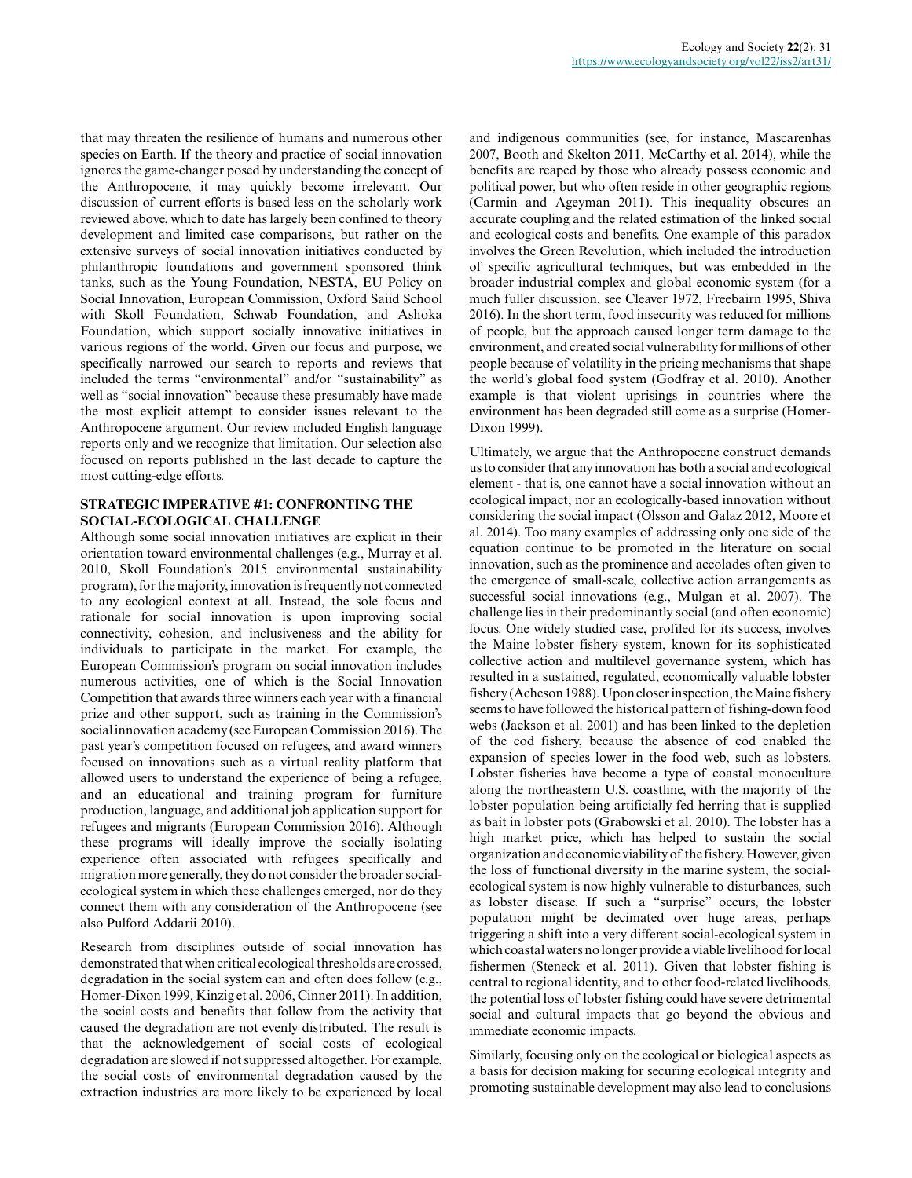that may threaten the resilience of humans and numerous other species on Earth. If the theory and practice of social innovation ignores the game-changer posed by understanding the concept of the Anthropocene, it may quickly become irrelevant. Our discussion of current efforts is based less on the scholarly work reviewed above, which to date has largely been confined to theory development and limited case comparisons, but rather on the extensive surveys of social innovation initiatives conducted by philanthropic foundations and government sponsored think tanks, such as the Young Foundation, NESTA, EU Policy on Social Innovation, European Commission, Oxford Saiid School with Skoll Foundation, Schwab Foundation, and Ashoka Foundation, which support socially innovative initiatives in various regions of the world. Given our focus and purpose, we specifically narrowed our search to reports and reviews that included the terms "environmental" and/or "sustainability" as well as "social innovation" because these presumably have made the most explicit attempt to consider issues relevant to the Anthropocene argument. Our review included English language reports only and we recognize that limitation. Our selection also focused on reports published in the last decade to capture the most cutting-edge efforts.

## STRATEGIC IMPERATIVE #1: CONFRONTING THE SOCIAL-ECOLOGICAL CHALLENGE

Although some social innovation initiatives are explicit in their orientation toward environmental challenges (e.g., Murray et al. 2010, Skoll Foundation's 2015 environmental sustainability program), for the majority, innovation is frequently not connected to any ecological context at all. Instead, the sole focus and rationale for social innovation is upon improving social connectivity, cohesion, and inclusiveness and the ability for individuals to participate in the market. For example, the European Commission's program on social innovation includes numerous activities, one of which is the Social Innovation Competition that awards three winners each year with a financial prize and other support, such as training in the Commission's social innovation academy (see European Commission 2016). The past year's competition focused on refugees, and award winners focused on innovations such as a virtual reality platform that allowed users to understand the experience of being a refugee, and an educational and training program for furniture production, language, and additional job application support for refugees and migrants (European Commission 2016). Although these programs will ideally improve the socially isolating experience often associated with refugees specifically and migration more generally, they do not consider the broader social-ecological system in which these challenges emerged, nor do they connect them with any consideration of the Anthropocene (see also Pulford Addarii 2010).

Research from disciplines outside of social innovation has demonstrated that when critical ecological thresholds are crossed, degradation in the social system can and often does follow (e.g., Homer-Dixon 1999, Kinzig et al. 2006, Cinner 2011). In addition, the social costs and benefits that follow from the activity that caused the degradation are not evenly distributed. The result is that the acknowledgement of social costs of ecological degradation are slowed if not suppressed altogether. For example, the social costs of environmental degradation caused by the extraction industries are more likely to be experienced by local and indigenous communities (see, for instance, Mascarenhas 2007, Booth and Skelton 2011, McCarthy et al. 2014), while the benefits are reaped by those who already possess economic and political power, but who often reside in other geographic regions (Carmin and Ageyman 2011). This inequality obscures an accurate coupling and the related estimation of the linked social and ecological costs and benefits. One example of this paradox involves the Green Revolution, which included the introduction of specific agricultural techniques, but was embedded in the broader industrial complex and global economic system (for a much fuller discussion, see Cleaver 1972, Freebairn 1995, Shiva 2016). In the short term, food insecurity was reduced for millions of people, but the approach caused longer term damage to the environment, and created social vulnerability for millions of other people because of volatility in the pricing mechanisms that shape the world's global food system (Godfray et al. 2010). Another example is that violent uprisings in countries where the environment has been degraded still come as a surprise (Homer-Dixon 1999).

Ultimately, we argue that the Anthropocene construct demands us to consider that any innovation has both a social and ecological element - that is, one cannot have a social innovation without an ecological impact, nor an ecologically-based innovation without considering the social impact (Olsson and Galaz 2012, Moore et al. 2014). Too many examples of addressing only one side of the equation continue to be promoted in the literature on social innovation, such as the prominence and accolades often given to the emergence of small-scale, collective action arrangements as successful social innovations (e.g., Mulgan et al. 2007). The challenge lies in their predominantly social (and often economic) focus. One widely studied case, profiled for its success, involves the Maine lobster fishery system, known for its sophisticated collective action and multilevel governance system, which has resulted in a sustained, regulated, economically valuable lobster fishery (Acheson 1988). Upon closer inspection, the Maine fishery seems to have followed the historical pattern of fishing-down food webs (Jackson et al. 2001) and has been linked to the depletion of the cod fishery, because the absence of cod enabled the expansion of species lower in the food web, such as lobsters. Lobster fisheries have become a type of coastal monoculture along the northeastern U.S. coastline, with the majority of the lobster population being artificially fed herring that is supplied as bait in lobster pots (Grabowski et al. 2010). The lobster has a high market price, which has helped to sustain the social organization and economic viability of the fishery. However, given the loss of functional diversity in the marine system, the social-ecological system is now highly vulnerable to disturbances, such as lobster disease. If such a "surprise" occurs, the lobster population might be decimated over huge areas, perhaps triggering a shift into a very different social-ecological system in which coastal waters no longer provide a viable livelihood for local fishermen (Steneck et al. 2011). Given that lobster fishing is central to regional identity, and to other food-related livelihoods, the potential loss of lobster fishing could have severe detrimental social and cultural impacts that go beyond the obvious and immediate economic impacts.

Similarly, focusing only on the ecological or biological aspects as a basis for decision making for securing ecological integrity and promoting sustainable development may also lead to conclusions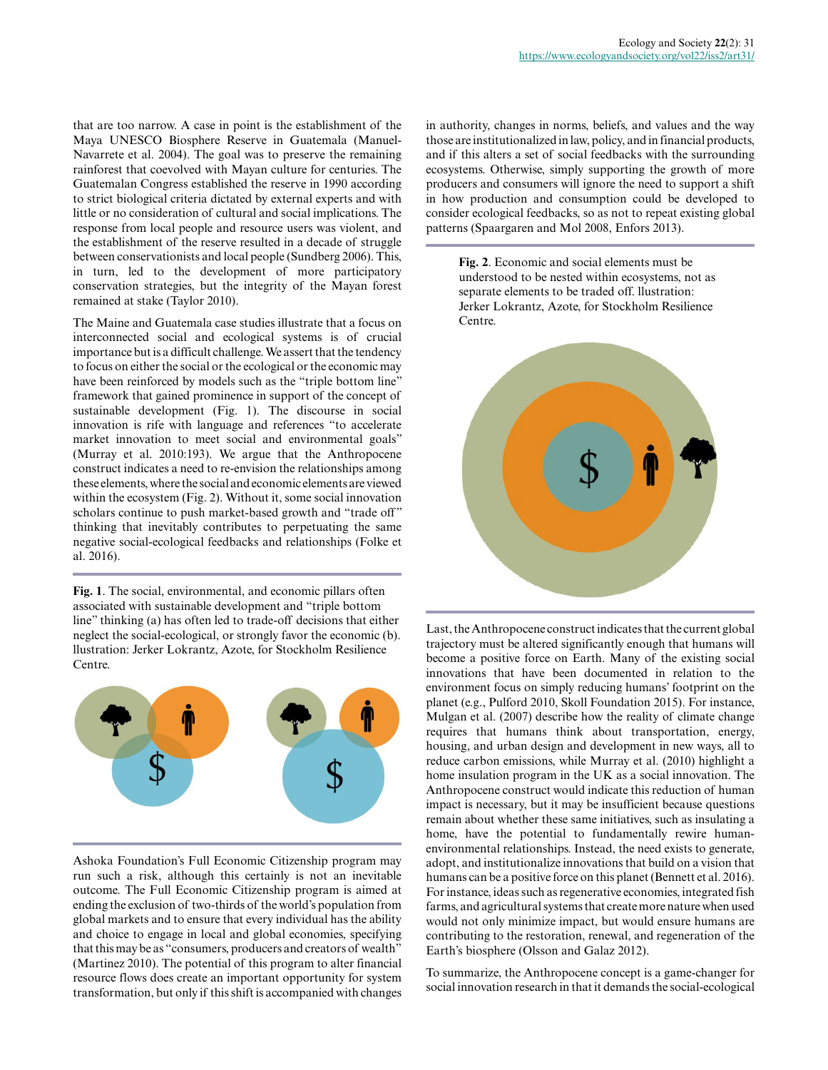that are too narrow. A case in point is the establishment of the Maya UNESCO Biosphere Reserve in Guatemala (Manuel-Navarrete et al. 2004). The goal was to preserve the remaining rainforest that coevolved with Mayan culture for centuries. The Guatemalan Congress established the reserve in 1990 according to strict biological criteria dictated by external experts and with little or no consideration of cultural and social implications. The response from local people and resource users was violent, and the establishment of the reserve resulted in a decade of struggle between conservationists and local people (Sundberg 2006). This, in turn, led to the development of more participatory conservation strategies, but the integrity of the Mayan forest remained at stake (Taylor 2010).

The Maine and Guatemala case studies illustrate that a focus on interconnected social and ecological systems is of crucial importance but is a difficult challenge. We assert that the tendency to focus on either the social or the ecological or the economic may have been reinforced by models such as the "triple bottom line" framework that gained prominence in support of the concept of sustainable development (Fig. 1). The discourse in social innovation is rife with language and references "to accelerate market innovation to meet social and environmental goals" (Murray et al. 2010:193). We argue that the Anthropocene construct indicates a need to re-envision the relationships among these elements, where the social and economic elements are viewed within the ecosystem (Fig. 2). Without it, some social innovation scholars continue to push market-based growth and "trade off" thinking that inevitably contributes to perpetuating the same negative social-ecological feedbacks and relationships (Folke et al. 2016).

**Fig. 1**. The social, environmental, and economic pillars often associated with sustainable development and "triple bottom line" thinking (a) has often led to trade-off decisions that either neglect the social-ecological, or strongly favor the economic (b). Illustration: Jerker Lokrantz, Azote, for Stockholm Resilience Centre.

Ashoka Foundation's Full Economic Citizenship program may run such a risk, although this certainly is not an inevitable outcome. The Full Economic Citizenship program is aimed at ending the exclusion of two-thirds of the world's population from global markets and to ensure that every individual has the ability and choice to engage in local and global economies, specifying that this may be as "consumers, producers and creators of wealth" (Martinez 2010). The potential of this program to alter financial resource flows does create an important opportunity for system transformation, but only if this shift is accompanied with changes in authority, changes in norms, beliefs, and values and the way those are institutionalized in law, policy, and in financial products, and if this alters a set of social feedbacks with the surrounding ecosystems. Otherwise, simply supporting the growth of more producers and consumers will ignore the need to support a shift in how production and consumption could be developed to consider ecological feedbacks, so as not to repeat existing global patterns (Spaargaren and Mol 2008, Enfors 2013).

**Fig. 2**. Economic and social elements must be understood to be nested within ecosystems, not as separate elements to be traded off. Illustration: Jerker Lokrantz, Azote, for Stockholm Resilience Centre.

Last, the Anthropocene construct indicates that the current global trajectory must be altered significantly enough that humans will become a positive force on Earth. Many of the existing social innovations that have been documented in relation to the environment focus on simply reducing humans' footprint on the planet (e.g., Pulford 2010, Skoll Foundation 2015). For instance, Mulgan et al. (2007) describe how the reality of climate change requires that humans think about transportation, energy, housing, and urban design and development in new ways, all to reduce carbon emissions, while Murray et al. (2010) highlight a home insulation program in the UK as a social innovation. The Anthropocene construct would indicate this reduction of human impact is necessary, but it may be insufficient because questions remain about whether these same initiatives, such as insulating a home, have the potential to fundamentally rewire human-environmental relationships. Instead, the need exists to generate, adopt, and institutionalize innovations that build on a vision that humans can be a positive force on this planet (Bennett et al. 2016). For instance, ideas such as regenerative economies, integrated fish farms, and agricultural systems that create more nature when used would not only minimize impact, but would ensure humans are contributing to the restoration, renewal, and regeneration of the Earth's biosphere (Olsson and Galaz 2012).

To summarize, the Anthropocene concept is a game-changer for social innovation research in that it demands the social-ecological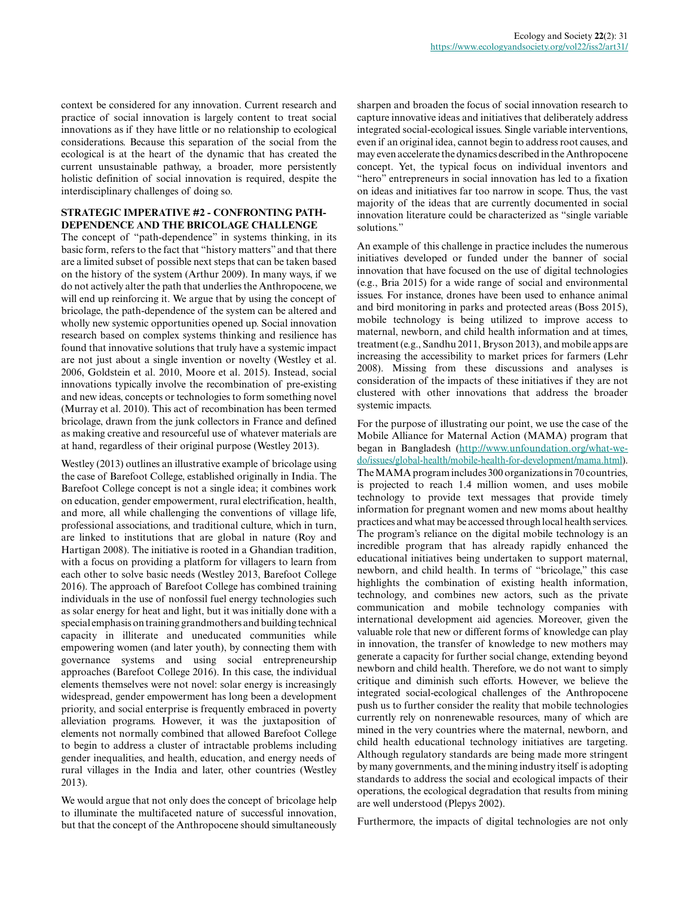context be considered for any innovation. Current research and practice of social innovation is largely content to treat social innovations as if they have little or no relationship to ecological considerations. Because this separation of the social from the ecological is at the heart of the dynamic that has created the current unsustainable pathway, a broader, more persistently holistic definition of social innovation is required, despite the interdisciplinary challenges of doing so.

## STRATEGIC IMPERATIVE #2 - CONFRONTING PATH-DEPENDENCE AND THE BRICOLAGE CHALLENGE

The concept of "path-dependence" in systems thinking, in its basic form, refers to the fact that "history matters" and that there are a limited subset of possible next steps that can be taken based on the history of the system (Arthur 2009). In many ways, if we do not actively alter the path that underlies the Anthropocene, we will end up reinforcing it. We argue that by using the concept of bricolage, the path-dependence of the system can be altered and wholly new systemic opportunities opened up. Social innovation research based on complex systems thinking and resilience has found that innovative solutions that truly have a systemic impact are not just about a single invention or novelty (Westley et al. 2006, Goldstein et al. 2010, Moore et al. 2015). Instead, social innovations typically involve the recombination of pre-existing and new ideas, concepts or technologies to form something novel (Murray et al. 2010). This act of recombination has been termed bricolage, drawn from the junk collectors in France and defined as making creative and resourceful use of whatever materials are at hand, regardless of their original purpose (Westley 2013).

Westley (2013) outlines an illustrative example of bricolage using the case of Barefoot College, established originally in India. The Barefoot College concept is not a single idea; it combines work on education, gender empowerment, rural electrification, health, and more, all while challenging the conventions of village life, professional associations, and traditional culture, which in turn, are linked to institutions that are global in nature (Roy and Hartigan 2008). The initiative is rooted in a Ghandian tradition, with a focus on providing a platform for villagers to learn from each other to solve basic needs (Westley 2013, Barefoot College 2016). The approach of Barefoot College has combined training individuals in the use of nonfossil fuel energy technologies such as solar energy for heat and light, but it was initially done with a special emphasis on training grandmothers and building technical capacity in illiterate and uneducated communities while empowering women (and later youth), by connecting them with governance systems and using social entrepreneurship approaches (Barefoot College 2016). In this case, the individual elements themselves were not novel: solar energy is increasingly widespread, gender empowerment has long been a development priority, and social enterprise is frequently embraced in poverty alleviation programs. However, it was the juxtaposition of elements not normally combined that allowed Barefoot College to begin to address a cluster of intractable problems including gender inequalities, and health, education, and energy needs of rural villages in the India and later, other countries (Westley 2013).

We would argue that not only does the concept of bricolage help to illuminate the multifaceted nature of successful innovation, but that the concept of the Anthropocene should simultaneously sharpen and broaden the focus of social innovation research to capture innovative ideas and initiatives that deliberately address integrated social-ecological issues. Single variable interventions, even if an original idea, cannot begin to address root causes, and may even accelerate the dynamics described in the Anthropocene concept. Yet, the typical focus on individual inventors and "hero" entrepreneurs in social innovation has led to a fixation on ideas and initiatives far too narrow in scope. Thus, the vast majority of the ideas that are currently documented in social innovation literature could be characterized as "single variable solutions."

An example of this challenge in practice includes the numerous initiatives developed or funded under the banner of social innovation that have focused on the use of digital technologies (e.g., Bria 2015) for a wide range of social and environmental issues. For instance, drones have been used to enhance animal and bird monitoring in parks and protected areas (Boss 2015), mobile technology is being utilized to improve access to maternal, newborn, and child health information and at times, treatment (e.g., Sandhu 2011, Bryson 2013), and mobile apps are increasing the accessibility to market prices for farmers (Lehr 2008). Missing from these discussions and analyses is consideration of the impacts of these initiatives if they are not clustered with other innovations that address the broader systemic impacts.

For the purpose of illustrating our point, we use the case of the Mobile Alliance for Maternal Action (MAMA) program that began in Bangladesh (http://www.unfoundation.org/what-we-do/issues/global-health/mobile-health-for-development/mama.html). The MAMA program includes 300 organizations in 70 countries, is projected to reach 1.4 million women, and uses mobile technology to provide text messages that provide timely information for pregnant women and new moms about healthy practices and what may be accessed through local health services. The program's reliance on the digital mobile technology is an incredible program that has already rapidly enhanced the educational initiatives being undertaken to support maternal, newborn, and child health. In terms of "bricolage," this case highlights the combination of existing health information, technology, and combines new actors, such as the private communication and mobile technology companies with international development aid agencies. Moreover, given the valuable role that new or different forms of knowledge can play in innovation, the transfer of knowledge to new mothers may generate a capacity for further social change, extending beyond newborn and child health. Therefore, we do not want to simply critique and diminish such efforts. However, we believe the integrated social-ecological challenges of the Anthropocene push us to further consider the reality that mobile technologies currently rely on nonrenewable resources, many of which are mined in the very countries where the maternal, newborn, and child health educational technology initiatives are targeting. Although regulatory standards are being made more stringent by many governments, and the mining industry itself is adopting standards to address the social and ecological impacts of their operations, the ecological degradation that results from mining are well understood (Plepys 2002).

Furthermore, the impacts of digital technologies are not only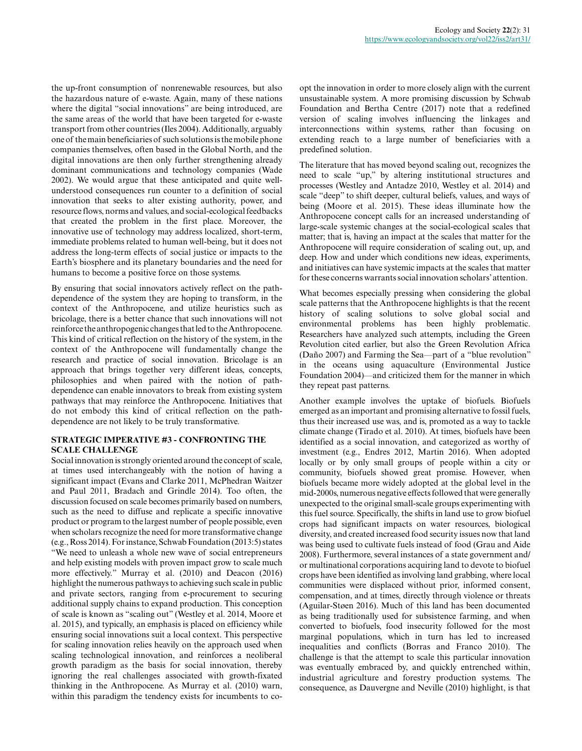the up-front consumption of nonrenewable resources, but also the hazardous nature of e-waste. Again, many of these nations where the digital "social innovations" are being introduced, are the same areas of the world that have been targeted for e-waste transport from other countries (Iles 2004). Additionally, arguably one of the main beneficiaries of such solutions is the mobile phone companies themselves, often based in the Global North, and the digital innovations are then only further strengthening already dominant communications and technology companies (Wade 2002). We would argue that these anticipated and quite well-understood consequences run counter to a definition of social innovation that seeks to alter existing authority, power, and resource flows, norms and values, and social-ecological feedbacks that created the problem in the first place. Moreover, the innovative use of technology may address localized, short-term, immediate problems related to human well-being, but it does not address the long-term effects of social justice or impacts to the Earth's biosphere and its planetary boundaries and the need for humans to become a positive force on those systems.

By ensuring that social innovators actively reflect on the path-dependence of the system they are hoping to transform, in the context of the Anthropocene, and utilize heuristics such as bricolage, there is a better chance that such innovations will not reinforce the anthropogenic changes that led to the Anthropocene. This kind of critical reflection on the history of the system, in the context of the Anthropocene will fundamentally change the research and practice of social innovation. Bricolage is an approach that brings together very different ideas, concepts, philosophies and when paired with the notion of path-dependence can enable innovators to break from existing system pathways that may reinforce the Anthropocene. Initiatives that do not embody this kind of critical reflection on the path-dependence are not likely to be truly transformative.

## STRATEGIC IMPERATIVE #3 - CONFRONTING THE SCALE CHALLENGE

Social innovation is strongly oriented around the concept of scale, at times used interchangeably with the notion of having a significant impact (Evans and Clarke 2011, McPhedran Waitzer and Paul 2011, Bradach and Grindle 2014). Too often, the discussion focused on scale becomes primarily based on numbers, such as the need to diffuse and replicate a specific innovative product or program to the largest number of people possible, even when scholars recognize the need for more transformative change (e.g., Ross 2014). For instance, Schwab Foundation (2013:5) states "We need to unleash a whole new wave of social entrepreneurs and help existing models with proven impact grow to scale much more effectively." Murray et al. (2010) and Deacon (2016) highlight the numerous pathways to achieving such scale in public and private sectors, ranging from e-procurement to securing additional supply chains to expand production. This conception of scale is known as "scaling out" (Westley et al. 2014, Moore et al. 2015), and typically, an emphasis is placed on efficiency while ensuring social innovations suit a local context. This perspective for scaling innovation relies heavily on the approach used when scaling technological innovation, and reinforces a neoliberal growth paradigm as the basis for social innovation, thereby ignoring the real challenges associated with growth-fixated thinking in the Anthropocene. As Murray et al. (2010) warn, within this paradigm the tendency exists for incumbents to co-opt the innovation in order to more closely align with the current unsustainable system. A more promising discussion by Schwab Foundation and Bertha Centre (2017) note that a redefined version of scaling involves influencing the linkages and interconnections within systems, rather than focusing on extending reach to a large number of beneficiaries with a predefined solution.

The literature that has moved beyond scaling out, recognizes the need to scale "up," by altering institutional structures and processes (Westley and Antadze 2010, Westley et al. 2014) and scale "deep" to shift deeper, cultural beliefs, values, and ways of being (Moore et al. 2015). These ideas illuminate how the Anthropocene concept calls for an increased understanding of large-scale systemic changes at the social-ecological scales that matter; that is, having an impact at the scales that matter for the Anthropocene will require consideration of scaling out, up, and deep. How and under which conditions new ideas, experiments, and initiatives can have systemic impacts at the scales that matter for these concerns warrants social innovation scholars' attention.

What becomes especially pressing when considering the global scale patterns that the Anthropocene highlights is that the recent history of scaling solutions to solve global social and environmental problems has been highly problematic. Researchers have analyzed such attempts, including the Green Revolution cited earlier, but also the Green Revolution Africa (Daño 2007) and Farming the Sea—part of a "blue revolution" in the oceans using aquaculture (Environmental Justice Foundation 2004)—and criticized them for the manner in which they repeat past patterns.

Another example involves the uptake of biofuels. Biofuels emerged as an important and promising alternative to fossil fuels, thus their increased use was, and is, promoted as a way to tackle climate change (Tirado et al. 2010). At times, biofuels have been identified as a social innovation, and categorized as worthy of investment (e.g., Endres 2012, Martin 2016). When adopted locally or by only small groups of people within a city or community, biofuels showed great promise. However, when biofuels became more widely adopted at the global level in the mid-2000s, numerous negative effects followed that were generally unexpected to the original small-scale groups experimenting with this fuel source. Specifically, the shifts in land use to grow biofuel crops had significant impacts on water resources, biological diversity, and created increased food security issues now that land was being used to cultivate fuels instead of food (Grau and Aide 2008). Furthermore, several instances of a state government and/or multinational corporations acquiring land to devote to biofuel crops have been identified as involving land grabbing, where local communities were displaced without prior, informed consent, compensation, and at times, directly through violence or threats (Aguilar-Støen 2016). Much of this land has been documented as being traditionally used for subsistence farming, and when converted to biofuels, food insecurity followed for the most marginal populations, which in turn has led to increased inequalities and conflicts (Borras and Franco 2010). The challenge is that the attempt to scale this particular innovation was eventually embraced by, and quickly entrenched within, industrial agriculture and forestry production systems. The consequence, as Dauvergne and Neville (2010) highlight, is that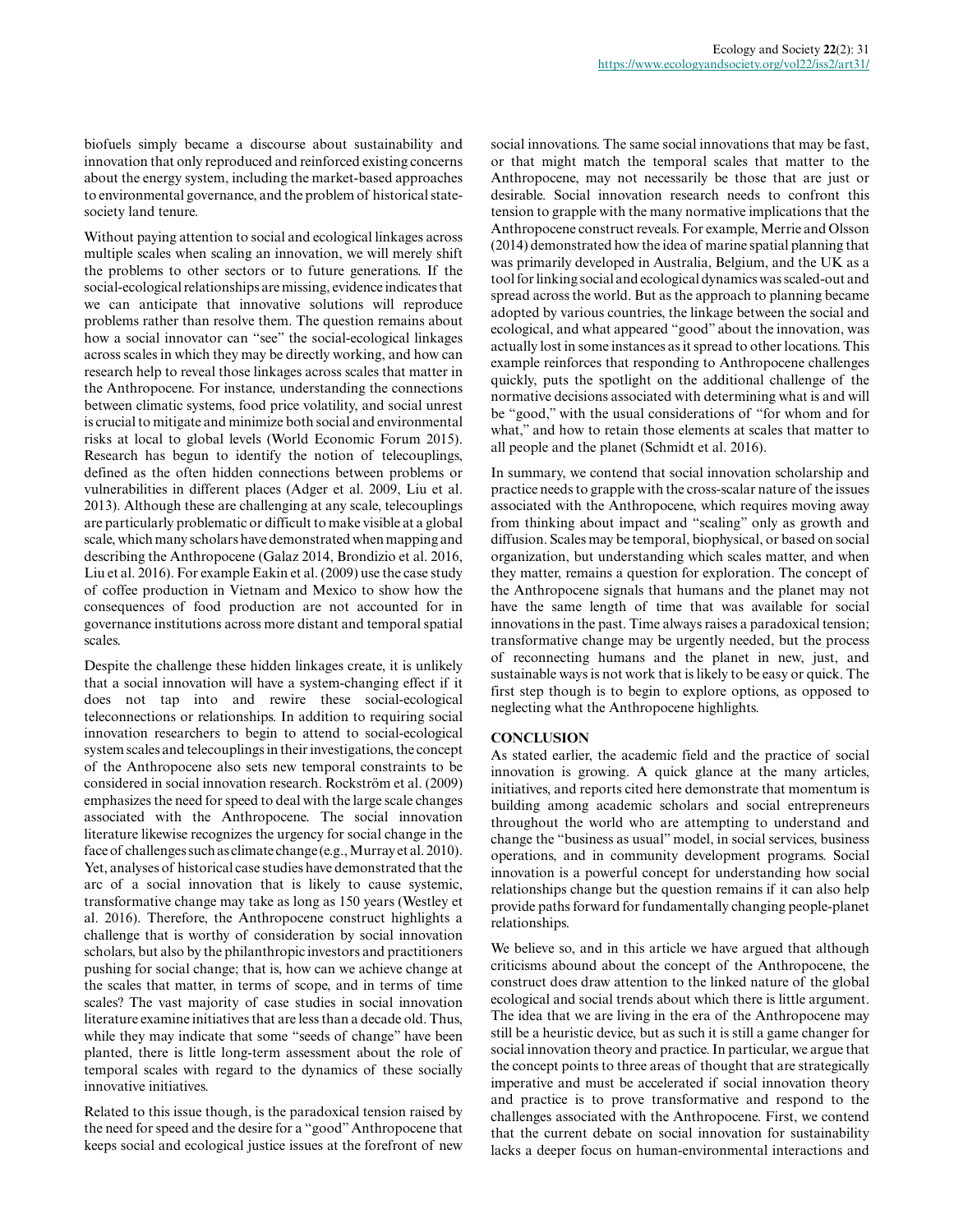biofuels simply became a discourse about sustainability and innovation that only reproduced and reinforced existing concerns about the energy system, including the market-based approaches to environmental governance, and the problem of historical state-society land tenure.

Without paying attention to social and ecological linkages across multiple scales when scaling an innovation, we will merely shift the problems to other sectors or to future generations. If the social-ecological relationships are missing, evidence indicates that we can anticipate that innovative solutions will reproduce problems rather than resolve them. The question remains about how a social innovator can "see" the social-ecological linkages across scales in which they may be directly working, and how can research help to reveal those linkages across scales that matter in the Anthropocene. For instance, understanding the connections between climatic systems, food price volatility, and social unrest is crucial to mitigate and minimize both social and environmental risks at local to global levels (World Economic Forum 2015). Research has begun to identify the notion of telecouplings, defined as the often hidden connections between problems or vulnerabilities in different places (Adger et al. 2009, Liu et al. 2013). Although these are challenging at any scale, telecouplings are particularly problematic or difficult to make visible at a global scale, which many scholars have demonstrated when mapping and describing the Anthropocene (Galaz 2014, Brondizio et al. 2016, Liu et al. 2016). For example Eakin et al. (2009) use the case study of coffee production in Vietnam and Mexico to show how the consequences of food production are not accounted for in governance institutions across more distant and temporal spatial scales.

Despite the challenge these hidden linkages create, it is unlikely that a social innovation will have a system-changing effect if it does not tap into and rewire these social-ecological teleconnections or relationships. In addition to requiring social innovation researchers to begin to attend to social-ecological system scales and telecouplings in their investigations, the concept of the Anthropocene also sets new temporal constraints to be considered in social innovation research. Rockström et al. (2009) emphasizes the need for speed to deal with the large scale changes associated with the Anthropocene. The social innovation literature likewise recognizes the urgency for social change in the face of challenges such as climate change (e.g., Murray et al. 2010). Yet, analyses of historical case studies have demonstrated that the arc of a social innovation that is likely to cause systemic, transformative change may take as long as 150 years (Westley et al. 2016). Therefore, the Anthropocene construct highlights a challenge that is worthy of consideration by social innovation scholars, but also by the philanthropic investors and practitioners pushing for social change; that is, how can we achieve change at the scales that matter, in terms of scope, and in terms of time scales? The vast majority of case studies in social innovation literature examine initiatives that are less than a decade old. Thus, while they may indicate that some "seeds of change" have been planted, there is little long-term assessment about the role of temporal scales with regard to the dynamics of these socially innovative initiatives.

Related to this issue though, is the paradoxical tension raised by the need for speed and the desire for a "good" Anthropocene that keeps social and ecological justice issues at the forefront of new social innovations. The same social innovations that may be fast, or that might match the temporal scales that matter to the Anthropocene, may not necessarily be those that are just or desirable. Social innovation research needs to confront this tension to grapple with the many normative implications that the Anthropocene construct reveals. For example, Merrie and Olsson (2014) demonstrated how the idea of marine spatial planning that was primarily developed in Australia, Belgium, and the UK as a tool for linking social and ecological dynamics was scaled-out and spread across the world. But as the approach to planning became adopted by various countries, the linkage between the social and ecological, and what appeared "good" about the innovation, was actually lost in some instances as it spread to other locations. This example reinforces that responding to Anthropocene challenges quickly, puts the spotlight on the additional challenge of the normative decisions associated with determining what is and will be "good," with the usual considerations of "for whom and for what," and how to retain those elements at scales that matter to all people and the planet (Schmidt et al. 2016).

In summary, we contend that social innovation scholarship and practice needs to grapple with the cross-scalar nature of the issues associated with the Anthropocene, which requires moving away from thinking about impact and "scaling" only as growth and diffusion. Scales may be temporal, biophysical, or based on social organization, but understanding which scales matter, and when they matter, remains a question for exploration. The concept of the Anthropocene signals that humans and the planet may not have the same length of time that was available for social innovations in the past. Time always raises a paradoxical tension; transformative change may be urgently needed, but the process of reconnecting humans and the planet in new, just, and sustainable ways is not work that is likely to be easy or quick. The first step though is to begin to explore options, as opposed to neglecting what the Anthropocene highlights.

## CONCLUSION

As stated earlier, the academic field and the practice of social innovation is growing. A quick glance at the many articles, initiatives, and reports cited here demonstrate that momentum is building among academic scholars and social entrepreneurs throughout the world who are attempting to understand and change the "business as usual" model, in social services, business operations, and in community development programs. Social innovation is a powerful concept for understanding how social relationships change but the question remains if it can also help provide paths forward for fundamentally changing people-planet relationships.

We believe so, and in this article we have argued that although criticisms abound about the concept of the Anthropocene, the construct does draw attention to the linked nature of the global ecological and social trends about which there is little argument. The idea that we are living in the era of the Anthropocene may still be a heuristic device, but as such it is still a game changer for social innovation theory and practice. In particular, we argue that the concept points to three areas of thought that are strategically imperative and must be accelerated if social innovation theory and practice is to prove transformative and respond to the challenges associated with the Anthropocene. First, we contend that the current debate on social innovation for sustainability lacks a deeper focus on human-environmental interactions and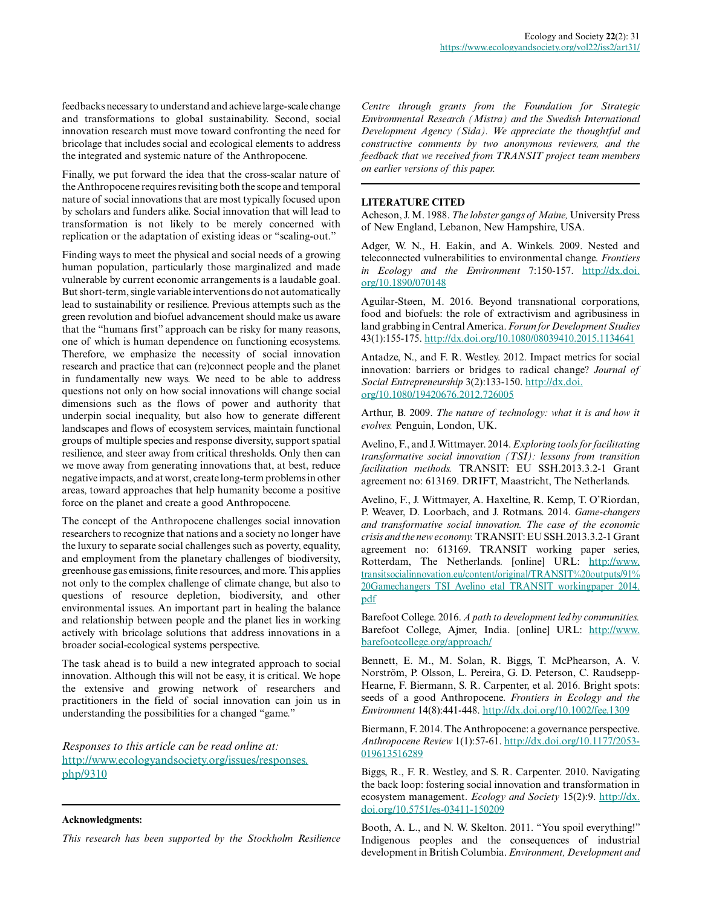feedbacks necessary to understand and achieve large-scale change and transformations to global sustainability. Second, social innovation research must move toward confronting the need for bricolage that includes social and ecological elements to address the integrated and systemic nature of the Anthropocene.

Finally, we put forward the idea that the cross-scalar nature of the Anthropocene requires revisiting both the scope and temporal nature of social innovations that are most typically focused upon by scholars and funders alike. Social innovation that will lead to transformation is not likely to be merely concerned with replication or the adaptation of existing ideas or "scaling-out."

Finding ways to meet the physical and social needs of a growing human population, particularly those marginalized and made vulnerable by current economic arrangements is a laudable goal. But short-term, single variable interventions do not automatically lead to sustainability or resilience. Previous attempts such as the green revolution and biofuel advancement should make us aware that the "humans first" approach can be risky for many reasons, one of which is human dependence on functioning ecosystems. Therefore, we emphasize the necessity of social innovation research and practice that can (re)connect people and the planet in fundamentally new ways. We need to be able to address questions not only on how social innovations will change social dimensions such as the flows of power and authority that underpin social inequality, but also how to generate different landscapes and flows of ecosystem services, maintain functional groups of multiple species and response diversity, support spatial resilience, and steer away from critical thresholds. Only then can we move away from generating innovations that, at best, reduce negative impacts, and at worst, create long-term problems in other areas, toward approaches that help humanity become a positive force on the planet and create a good Anthropocene.

The concept of the Anthropocene challenges social innovation researchers to recognize that nations and a society no longer have the luxury to separate social challenges such as poverty, equality, and employment from the planetary challenges of biodiversity, greenhouse gas emissions, finite resources, and more. This applies not only to the complex challenge of climate change, but also to questions of resource depletion, biodiversity, and other environmental issues. An important part in healing the balance and relationship between people and the planet lies in working actively with bricolage solutions that address innovations in a broader social-ecological systems perspective.

The task ahead is to build a new integrated approach to social innovation. Although this will not be easy, it is critical. We hope the extensive and growing network of researchers and practitioners in the field of social innovation can join us in understanding the possibilities for a changed "game."

*Responses to this article can be read online at:*
http://www.ecologyandsociety.org/issues/responses.php/9310

**Acknowledgments:**

*This research has been supported by the Stockholm Resilience Centre through grants from the Foundation for Strategic Environmental Research (Mistra) and the Swedish International Development Agency (Sida). We appreciate the thoughtful and constructive comments by two anonymous reviewers, and the feedback that we received from TRANSIT project team members on earlier versions of this paper.*

## LITERATURE CITED

Acheson, J. M. 1988. *The lobster gangs of Maine,* University Press of New England, Lebanon, New Hampshire, USA.

Adger, W. N., H. Eakin, and A. Winkels. 2009. Nested and teleconnected vulnerabilities to environmental change. *Frontiers in Ecology and the Environment* 7:150-157. http://dx.doi.org/10.1890/070148

Aguilar-Støen, M. 2016. Beyond transnational corporations, food and biofuels: the role of extractivism and agribusiness in land grabbing in Central America. *Forum for Development Studies* 43(1):155-175. http://dx.doi.org/10.1080/08039410.2015.1134641

Antadze, N., and F. R. Westley. 2012. Impact metrics for social innovation: barriers or bridges to radical change? *Journal of Social Entrepreneurship* 3(2):133-150. http://dx.doi.org/10.1080/19420676.2012.726005

Arthur, B. 2009. *The nature of technology: what it is and how it evolves.* Penguin, London, UK.

Avelino, F., and J. Wittmayer. 2014. *Exploring tools for facilitating transformative social innovation (TSI): lessons from transition facilitation methods.* TRANSIT: EU SSH.2013.3.2-1 Grant agreement no: 613169. DRIFT, Maastricht, The Netherlands.

Avelino, F., J. Wittmayer, A. Haxeltine, R. Kemp, T. O'Riordan, P. Weaver, D. Loorbach, and J. Rotmans. 2014. *Game-changers and transformative social innovation. The case of the economic crisis and the new economy.* TRANSIT: EU SSH.2013.3.2-1 Grant agreement no: 613169. TRANSIT working paper series, Rotterdam, The Netherlands. [online] URL: http://www.transitsocialinnovation.eu/content/original/TRANSIT%20outputs/91%20Gamechangers_TSI_Avelino_etal_TRANSIT_workingpaper_2014.pdf

Barefoot College. 2016. *A path to development led by communities.* Barefoot College, Ajmer, India. [online] URL: http://www.barefootcollege.org/approach/

Bennett, E. M., M. Solan, R. Biggs, T. McPhearson, A. V. Norström, P. Olsson, L. Pereira, G. D. Peterson, C. Raudsepp-Hearne, F. Biermann, S. R. Carpenter, et al. 2016. Bright spots: seeds of a good Anthropocene. *Frontiers in Ecology and the Environment* 14(8):441-448. http://dx.doi.org/10.1002/fee.1309

Biermann, F. 2014. The Anthropocene: a governance perspective. *Anthropocene Review* 1(1):57-61. http://dx.doi.org/10.1177/2053-019613516289

Biggs, R., F. R. Westley, and S. R. Carpenter. 2010. Navigating the back loop: fostering social innovation and transformation in ecosystem management. *Ecology and Society* 15(2):9. http://dx.doi.org/10.5751/es-03411-150209

Booth, A. L., and N. W. Skelton. 2011. "You spoil everything!" Indigenous peoples and the consequences of industrial development in British Columbia. *Environment, Development and*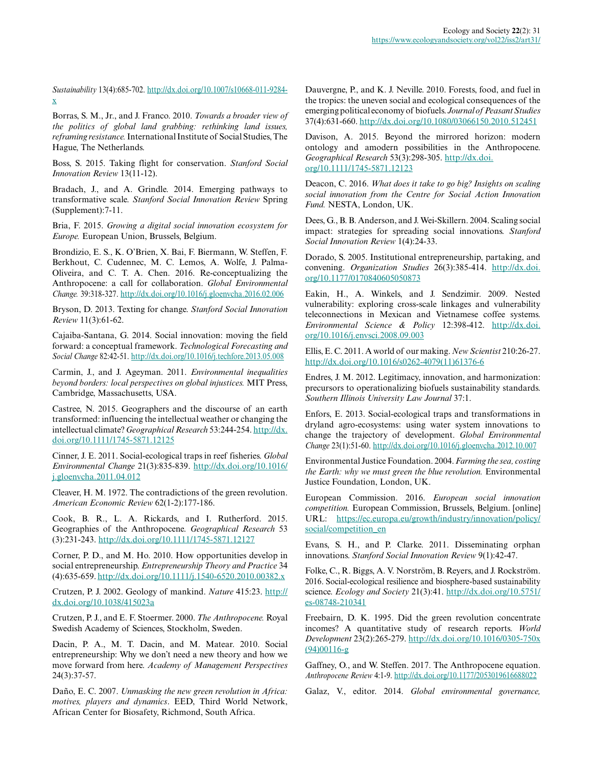*Sustainability* 13(4):685-702. http://dx.doi.org/10.1007/s10668-011-9284-x

Borras, S. M., Jr., and J. Franco. 2010. *Towards a broader view of the politics of global land grabbing: rethinking land issues, reframing resistance.* International Institute of Social Studies, The Hague, The Netherlands.

Boss, S. 2015. Taking flight for conservation. *Stanford Social Innovation Review* 13(11-12).

Bradach, J., and A. Grindle. 2014. Emerging pathways to transformative scale. *Stanford Social Innovation Review* Spring (Supplement):7-11.

Bria, F. 2015. *Growing a digital social innovation ecosystem for Europe.* European Union, Brussels, Belgium.

Brondizio, E. S., K. O'Brien, X. Bai, F. Biermann, W. Steffen, F. Berkhout, C. Cudennec, M. C. Lemos, A. Wolfe, J. Palma-Oliveira, and C. T. A. Chen. 2016. Re-conceptualizing the Anthropocene: a call for collaboration. *Global Environmental Change.* 39:318-327. http://dx.doi.org/10.1016/j.gloenvcha.2016.02.006

Bryson, D. 2013. Texting for change. *Stanford Social Innovation Review* 11(3):61-62.

Cajaiba-Santana, G. 2014. Social innovation: moving the field forward: a conceptual framework. *Technological Forecasting and Social Change* 82:42-51. http://dx.doi.org/10.1016/j.techfore.2013.05.008

Carmin, J., and J. Ageyman. 2011. *Environmental inequalities beyond borders: local perspectives on global injustices.* MIT Press, Cambridge, Massachusetts, USA.

Castree, N. 2015. Geographers and the discourse of an earth transformed: influencing the intellectual weather or changing the intellectual climate? *Geographical Research* 53:244-254. http://dx.doi.org/10.1111/1745-5871.12125

Cinner, J. E. 2011. Social-ecological traps in reef fisheries. *Global Environmental Change* 21(3):835-839. http://dx.doi.org/10.1016/j.gloenvcha.2011.04.012

Cleaver, H. M. 1972. The contradictions of the green revolution. *American Economic Review* 62(1-2):177-186.

Cook, B. R., L. A. Rickards, and I. Rutherford. 2015. Geographies of the Anthropocene. *Geographical Research* 53 (3):231-243. http://dx.doi.org/10.1111/1745-5871.12127

Corner, P. D., and M. Ho. 2010. How opportunities develop in social entrepreneurship. *Entrepreneurship Theory and Practice* 34 (4):635-659. http://dx.doi.org/10.1111/j.1540-6520.2010.00382.x

Crutzen, P. J. 2002. Geology of mankind. *Nature* 415:23. http://dx.doi.org/10.1038/415023a

Crutzen, P. J., and E. F. Stoermer. 2000. *The Anthropocene.* Royal Swedish Academy of Sciences, Stockholm, Sweden.

Dacin, P. A., M. T. Dacin, and M. Matear. 2010. Social entrepreneurship: Why we don't need a new theory and how we move forward from here. *Academy of Management Perspectives* 24(3):37-57.

Daño, E. C. 2007. *Unmasking the new green revolution in Africa: motives, players and dynamics*. EED, Third World Network, African Center for Biosafety, Richmond, South Africa.

Dauvergne, P., and K. J. Neville. 2010. Forests, food, and fuel in the tropics: the uneven social and ecological consequences of the emerging political economy of biofuels. *Journal of Peasant Studies* 37(4):631-660. http://dx.doi.org/10.1080/03066150.2010.512451

Davison, A. 2015. Beyond the mirrored horizon: modern ontology and amodern possibilities in the Anthropocene. *Geographical Research* 53(3):298-305. http://dx.doi.org/10.1111/1745-5871.12123

Deacon, C. 2016. *What does it take to go big? Insights on scaling social innovation from the Centre for Social Action Innovation Fund.* NESTA, London, UK.

Dees, G., B. B. Anderson, and J. Wei-Skillern. 2004. Scaling social impact: strategies for spreading social innovations. *Stanford Social Innovation Review* 1(4):24-33.

Dorado, S. 2005. Institutional entrepreneurship, partaking, and convening. *Organization Studies* 26(3):385-414. http://dx.doi.org/10.1177/0170840605050873

Eakin, H., A. Winkels, and J. Sendzimir. 2009. Nested vulnerability: exploring cross-scale linkages and vulnerability teleconnections in Mexican and Vietnamese coffee systems. *Environmental Science & Policy* 12:398-412. http://dx.doi.org/10.1016/j.envsci.2008.09.003

Ellis, E. C. 2011. A world of our making. *New Scientist* 210:26-27. http://dx.doi.org/10.1016/s0262-4079(11)61376-6

Endres, J. M. 2012. Legitimacy, innovation, and harmonization: precursors to operationalizing biofuels sustainability standards. *Southern Illinois University Law Journal* 37:1.

Enfors, E. 2013. Social-ecological traps and transformations in dryland agro-ecosystems: using water system innovations to change the trajectory of development. *Global Environmental Change* 23(1):51-60. http://dx.doi.org/10.1016/j.gloenvcha.2012.10.007

Environmental Justice Foundation. 2004. *Farming the sea, costing the Earth: why we must green the blue revolution.* Environmental Justice Foundation, London, UK.

European Commission. 2016. *European social innovation competition.* European Commission, Brussels, Belgium. [online] URL: https://ec.europa.eu/growth/industry/innovation/policy/social/competition_en

Evans, S. H., and P. Clarke. 2011. Disseminating orphan innovations. *Stanford Social Innovation Review* 9(1):42-47.

Folke, C., R. Biggs, A. V. Norström, B. Reyers, and J. Rockström. 2016. Social-ecological resilience and biosphere-based sustainability science. *Ecology and Society* 21(3):41. http://dx.doi.org/10.5751/es-08748-210341

Freebairn, D. K. 1995. Did the green revolution concentrate incomes? A quantitative study of research reports. *World Development* 23(2):265-279. http://dx.doi.org/10.1016/0305-750x(94)00116-g

Gaffney, O., and W. Steffen. 2017. The Anthropocene equation. *Anthropocene Review* 4:1-9. http://dx.doi.org/10.1177/2053019616688022

Galaz, V., editor. 2014. *Global environmental governance,*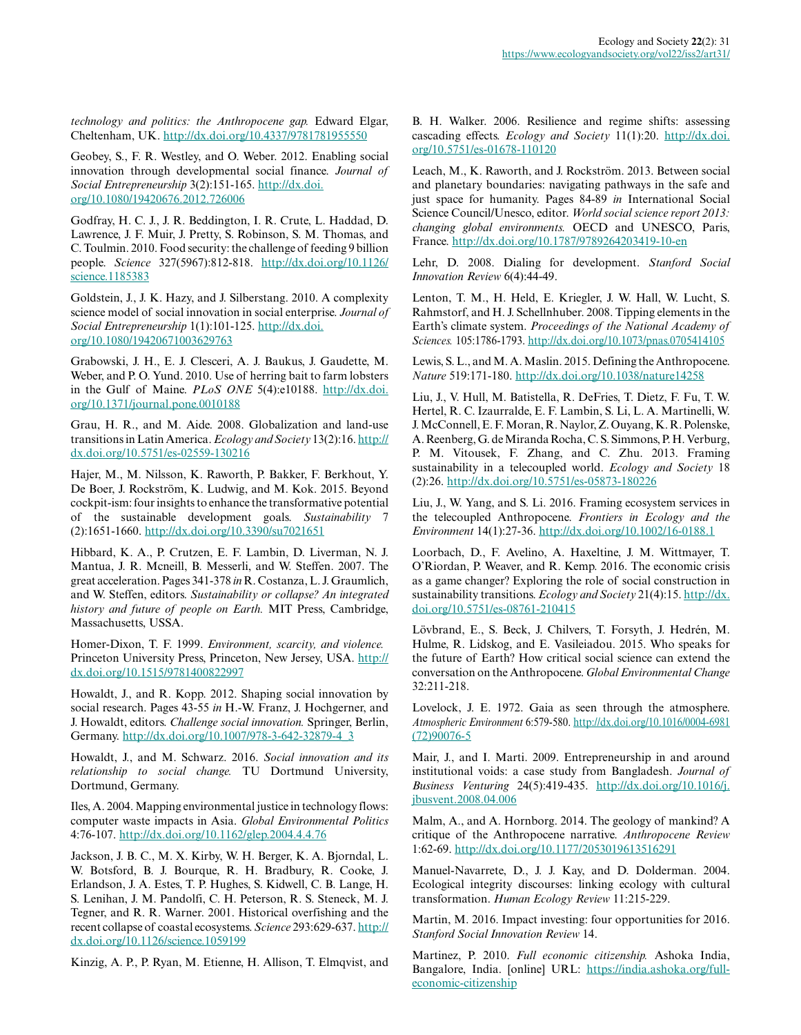*technology and politics: the Anthropocene gap.* Edward Elgar, Cheltenham, UK. http://dx.doi.org/10.4337/9781781955550

Geobey, S., F. R. Westley, and O. Weber. 2012. Enabling social innovation through developmental social finance. *Journal of Social Entrepreneurship* 3(2):151-165. http://dx.doi.org/10.1080/19420676.2012.726006

Godfray, H. C. J., J. R. Beddington, I. R. Crute, L. Haddad, D. Lawrence, J. F. Muir, J. Pretty, S. Robinson, S. M. Thomas, and C. Toulmin. 2010. Food security: the challenge of feeding 9 billion people. *Science* 327(5967):812-818. http://dx.doi.org/10.1126/science.1185383

Goldstein, J., J. K. Hazy, and J. Silberstang. 2010. A complexity science model of social innovation in social enterprise. *Journal of Social Entrepreneurship* 1(1):101-125. http://dx.doi.org/10.1080/19420671003629763

Grabowski, J. H., E. J. Clesceri, A. J. Baukus, J. Gaudette, M. Weber, and P. O. Yund. 2010. Use of herring bait to farm lobsters in the Gulf of Maine. *PLoS ONE* 5(4):e10188. http://dx.doi.org/10.1371/journal.pone.0010188

Grau, H. R., and M. Aide. 2008. Globalization and land-use transitions in Latin America. *Ecology and Society* 13(2):16. http://dx.doi.org/10.5751/es-02559-130216

Hajer, M., M. Nilsson, K. Raworth, P. Bakker, F. Berkhout, Y. De Boer, J. Rockström, K. Ludwig, and M. Kok. 2015. Beyond cockpit-ism: four insights to enhance the transformative potential of the sustainable development goals. *Sustainability* 7 (2):1651-1660. http://dx.doi.org/10.3390/su7021651

Hibbard, K. A., P. Crutzen, E. F. Lambin, D. Liverman, N. J. Mantua, J. R. Mcneill, B. Messerli, and W. Steffen. 2007. The great acceleration. Pages 341-378 *in* R. Costanza, L. J. Graumlich, and W. Steffen, editors. *Sustainability or collapse? An integrated history and future of people on Earth.* MIT Press, Cambridge, Massachusetts, USSA.

Homer-Dixon, T. F. 1999. *Environment, scarcity, and violence.* Princeton University Press, Princeton, New Jersey, USA. http://dx.doi.org/10.1515/9781400822997

Howaldt, J., and R. Kopp. 2012. Shaping social innovation by social research. Pages 43-55 *in* H.-W. Franz, J. Hochgerner, and J. Howaldt, editors. *Challenge social innovation.* Springer, Berlin, Germany. http://dx.doi.org/10.1007/978-3-642-32879-4_3

Howaldt, J., and M. Schwarz. 2016. *Social innovation and its relationship to social change.* TU Dortmund University, Dortmund, Germany.

Iles, A. 2004. Mapping environmental justice in technology flows: computer waste impacts in Asia. *Global Environmental Politics* 4:76-107. http://dx.doi.org/10.1162/glep.2004.4.4.76

Jackson, J. B. C., M. X. Kirby, W. H. Berger, K. A. Bjorndal, L. W. Botsford, B. J. Bourque, R. H. Bradbury, R. Cooke, J. Erlandson, J. A. Estes, T. P. Hughes, S. Kidwell, C. B. Lange, H. S. Lenihan, J. M. Pandolfi, C. H. Peterson, R. S. Steneck, M. J. Tegner, and R. R. Warner. 2001. Historical overfishing and the recent collapse of coastal ecosystems. *Science* 293:629-637. http://dx.doi.org/10.1126/science.1059199

Kinzig, A. P., P. Ryan, M. Etienne, H. Allison, T. Elmqvist, and B. H. Walker. 2006. Resilience and regime shifts: assessing cascading effects. *Ecology and Society* 11(1):20. http://dx.doi.org/10.5751/es-01678-110120

Leach, M., K. Raworth, and J. Rockström. 2013. Between social and planetary boundaries: navigating pathways in the safe and just space for humanity. Pages 84-89 *in* International Social Science Council/Unesco, editor. *World social science report 2013: changing global environments.* OECD and UNESCO, Paris, France. http://dx.doi.org/10.1787/9789264203419-10-en

Lehr, D. 2008. Dialing for development. *Stanford Social Innovation Review* 6(4):44-49.

Lenton, T. M., H. Held, E. Kriegler, J. W. Hall, W. Lucht, S. Rahmstorf, and H. J. Schellnhuber. 2008. Tipping elements in the Earth's climate system. *Proceedings of the National Academy of Sciences.* 105:1786-1793. http://dx.doi.org/10.1073/pnas.0705414105

Lewis, S. L., and M. A. Maslin. 2015. Defining the Anthropocene. *Nature* 519:171-180. http://dx.doi.org/10.1038/nature14258

Liu, J., V. Hull, M. Batistella, R. DeFries, T. Dietz, F. Fu, T. W. Hertel, R. C. Izaurralde, E. F. Lambin, S. Li, L. A. Martinelli, W. J. McConnell, E. F. Moran, R. Naylor, Z. Ouyang, K. R. Polenske, A. Reenberg, G. de Miranda Rocha, C. S. Simmons, P. H. Verburg, P. M. Vitousek, F. Zhang, and C. Zhu. 2013. Framing sustainability in a telecoupled world. *Ecology and Society* 18 (2):26. http://dx.doi.org/10.5751/es-05873-180226

Liu, J., W. Yang, and S. Li. 2016. Framing ecosystem services in the telecoupled Anthropocene. *Frontiers in Ecology and the Environment* 14(1):27-36. http://dx.doi.org/10.1002/16-0188.1

Loorbach, D., F. Avelino, A. Haxeltine, J. M. Wittmayer, T. O'Riordan, P. Weaver, and R. Kemp. 2016. The economic crisis as a game changer? Exploring the role of social construction in sustainability transitions. *Ecology and Society* 21(4):15. http://dx.doi.org/10.5751/es-08761-210415

Lövbrand, E., S. Beck, J. Chilvers, T. Forsyth, J. Hedrén, M. Hulme, R. Lidskog, and E. Vasileiadou. 2015. Who speaks for the future of Earth? How critical social science can extend the conversation on the Anthropocene. *Global Environmental Change* 32:211-218.

Lovelock, J. E. 1972. Gaia as seen through the atmosphere. *Atmospheric Environment* 6:579-580. http://dx.doi.org/10.1016/0004-6981(72)90076-5

Mair, J., and I. Marti. 2009. Entrepreneurship in and around institutional voids: a case study from Bangladesh. *Journal of Business Venturing* 24(5):419-435. http://dx.doi.org/10.1016/j.jbusvent.2008.04.006

Malm, A., and A. Hornborg. 2014. The geology of mankind? A critique of the Anthropocene narrative. *Anthropocene Review* 1:62-69. http://dx.doi.org/10.1177/2053019613516291

Manuel-Navarrete, D., J. J. Kay, and D. Dolderman. 2004. Ecological integrity discourses: linking ecology with cultural transformation. *Human Ecology Review* 11:215-229.

Martin, M. 2016. Impact investing: four opportunities for 2016. *Stanford Social Innovation Review* 14.

Martinez, P. 2010. *Full economic citizenship.* Ashoka India, Bangalore, India. [online] URL: https://india.ashoka.org/full-economic-citizenship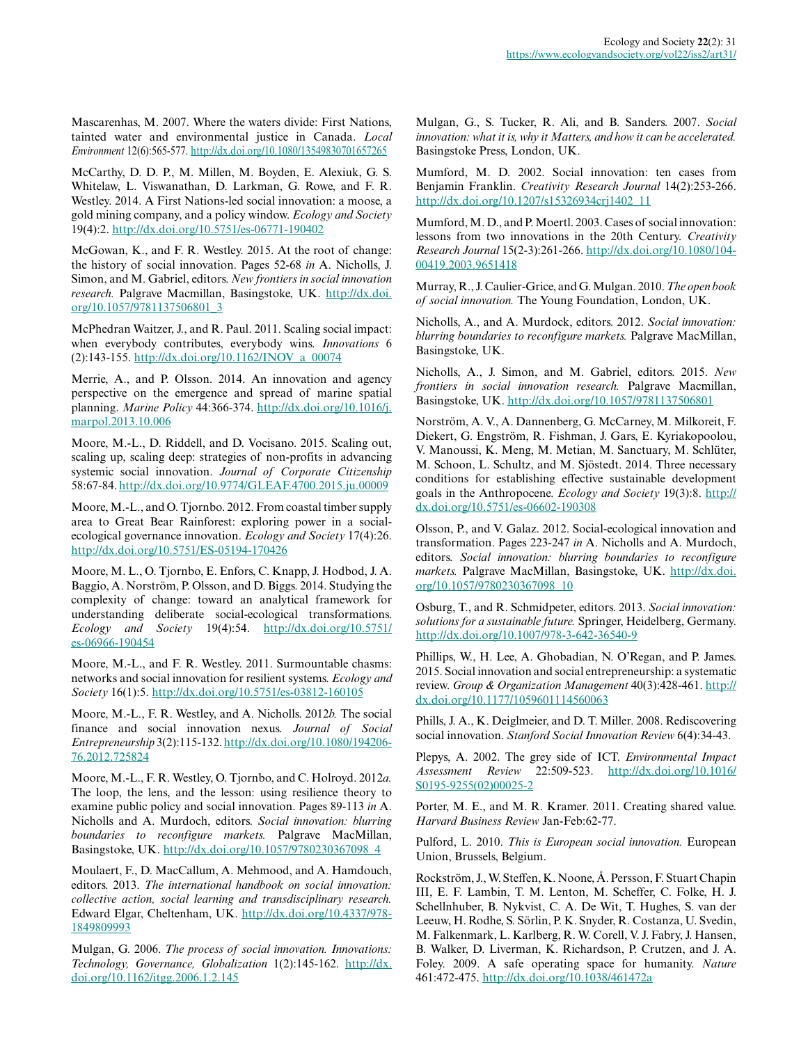Mascarenhas, M. 2007. Where the waters divide: First Nations, tainted water and environmental justice in Canada. *Local Environment* 12(6):565-577. http://dx.doi.org/10.1080/13549830701657265

McCarthy, D. D. P., M. Millen, M. Boyden, E. Alexiuk, G. S. Whitelaw, L. Viswanathan, D. Larkman, G. Rowe, and F. R. Westley. 2014. A First Nations-led social innovation: a moose, a gold mining company, and a policy window. *Ecology and Society* 19(4):2. http://dx.doi.org/10.5751/es-06771-190402

McGowan, K., and F. R. Westley. 2015. At the root of change: the history of social innovation. Pages 52-68 *in* A. Nicholls, J. Simon, and M. Gabriel, editors. *New frontiers in social innovation research.* Palgrave Macmillan, Basingstoke, UK. http://dx.doi.org/10.1057/9781137506801_3

McPhedran Waitzer, J., and R. Paul. 2011. Scaling social impact: when everybody contributes, everybody wins. *Innovations* 6 (2):143-155. http://dx.doi.org/10.1162/INOV_a_00074

Merrie, A., and P. Olsson. 2014. An innovation and agency perspective on the emergence and spread of marine spatial planning. *Marine Policy* 44:366-374. http://dx.doi.org/10.1016/j.marpol.2013.10.006

Moore, M.-L., D. Riddell, and D. Vocisano. 2015. Scaling out, scaling up, scaling deep: strategies of non-profits in advancing systemic social innovation. *Journal of Corporate Citizenship* 58:67-84. http://dx.doi.org/10.9774/GLEAF.4700.2015.ju.00009

Moore, M.-L., and O. Tjornbo. 2012. From coastal timber supply area to Great Bear Rainforest: exploring power in a social-ecological governance innovation. *Ecology and Society* 17(4):26. http://dx.doi.org/10.5751/ES-05194-170426

Moore, M. L., O. Tjornbo, E. Enfors, C. Knapp, J. Hodbod, J. A. Baggio, A. Norström, P. Olsson, and D. Biggs. 2014. Studying the complexity of change: toward an analytical framework for understanding deliberate social-ecological transformations. *Ecology and Society* 19(4):54. http://dx.doi.org/10.5751/es-06966-190454

Moore, M.-L., and F. R. Westley. 2011. Surmountable chasms: networks and social innovation for resilient systems. *Ecology and Society* 16(1):5. http://dx.doi.org/10.5751/es-03812-160105

Moore, M.-L., F. R. Westley, and A. Nicholls. 2012*b*. The social finance and social innovation nexus. *Journal of Social Entrepreneurship* 3(2):115-132. http://dx.doi.org/10.1080/19420676.2012.725824

Moore, M.-L., F. R. Westley, O. Tjornbo, and C. Holroyd. 2012*a*. The loop, the lens, and the lesson: using resilience theory to examine public policy and social innovation. Pages 89-113 *in* A. Nicholls and A. Murdoch, editors. *Social innovation: blurring boundaries to reconfigure markets.* Palgrave MacMillan, Basingstoke, UK. http://dx.doi.org/10.1057/9780230367098_4

Moulaert, F., D. MacCallum, A. Mehmood, and A. Hamdouch, editors. 2013. *The international handbook on social innovation: collective action, social learning and transdisciplinary research.* Edward Elgar, Cheltenham, UK. http://dx.doi.org/10.4337/9781849809993

Mulgan, G. 2006. *The process of social innovation. Innovations: Technology, Governance, Globalization* 1(2):145-162. http://dx.doi.org/10.1162/itgg.2006.1.2.145

Mulgan, G., S. Tucker, R. Ali, and B. Sanders. 2007. *Social innovation: what it is, why it Matters, and how it can be accelerated.* Basingstoke Press, London, UK.

Mumford, M. D. 2002. Social innovation: ten cases from Benjamin Franklin. *Creativity Research Journal* 14(2):253-266. http://dx.doi.org/10.1207/s15326934crj1402_11

Mumford, M. D., and P. Moertl. 2003. Cases of social innovation: lessons from two innovations in the 20th Century. *Creativity Research Journal* 15(2-3):261-266. http://dx.doi.org/10.1080/10400419.2003.9651418

Murray, R., J. Caulier-Grice, and G. Mulgan. 2010. *The open book of social innovation.* The Young Foundation, London, UK.

Nicholls, A., and A. Murdock, editors. 2012. *Social innovation: blurring boundaries to reconfigure markets.* Palgrave MacMillan, Basingstoke, UK.

Nicholls, A., J. Simon, and M. Gabriel, editors. 2015. *New frontiers in social innovation research.* Palgrave Macmillan, Basingstoke, UK. http://dx.doi.org/10.1057/9781137506801

Norström, A. V., A. Dannenberg, G. McCarney, M. Milkoreit, F. Diekert, G. Engström, R. Fishman, J. Gars, E. Kyriakopoolou, V. Manoussi, K. Meng, M. Metian, M. Sanctuary, M. Schlüter, M. Schoon, L. Schultz, and M. Sjöstedt. 2014. Three necessary conditions for establishing effective sustainable development goals in the Anthropocene. *Ecology and Society* 19(3):8. http://dx.doi.org/10.5751/es-06602-190308

Olsson, P., and V. Galaz. 2012. Social-ecological innovation and transformation. Pages 223-247 *in* A. Nicholls and A. Murdoch, editors. *Social innovation: blurring boundaries to reconfigure markets.* Palgrave MacMillan, Basingstoke, UK. http://dx.doi.org/10.1057/9780230367098_10

Osburg, T., and R. Schmidpeter, editors. 2013. *Social innovation: solutions for a sustainable future.* Springer, Heidelberg, Germany. http://dx.doi.org/10.1007/978-3-642-36540-9

Phillips, W., H. Lee, A. Ghobadian, N. O'Regan, and P. James. 2015. Social innovation and social entrepreneurship: a systematic review. *Group & Organization Management* 40(3):428-461. http://dx.doi.org/10.1177/1059601114560063

Phills, J. A., K. Deiglmeier, and D. T. Miller. 2008. Rediscovering social innovation. *Stanford Social Innovation Review* 6(4):34-43.

Plepys, A. 2002. The grey side of ICT. *Environmental Impact Assessment Review* 22:509-523. http://dx.doi.org/10.1016/S0195-9255(02)00025-2

Porter, M. E., and M. R. Kramer. 2011. Creating shared value. *Harvard Business Review* Jan-Feb:62-77.

Pulford, L. 2010. *This is European social innovation.* European Union, Brussels, Belgium.

Rockström, J., W. Steffen, K. Noone, Å. Persson, F. Stuart Chapin III, E. F. Lambin, T. M. Lenton, M. Scheffer, C. Folke, H. J. Schellnhuber, B. Nykvist, C. A. De Wit, T. Hughes, S. van der Leeuw, H. Rodhe, S. Sörlin, P. K. Snyder, R. Costanza, U. Svedin, M. Falkenmark, L. Karlberg, R. W. Corell, V. J. Fabry, J. Hansen, B. Walker, D. Liverman, K. Richardson, P. Crutzen, and J. A. Foley. 2009. A safe operating space for humanity. *Nature* 461:472-475. http://dx.doi.org/10.1038/461472a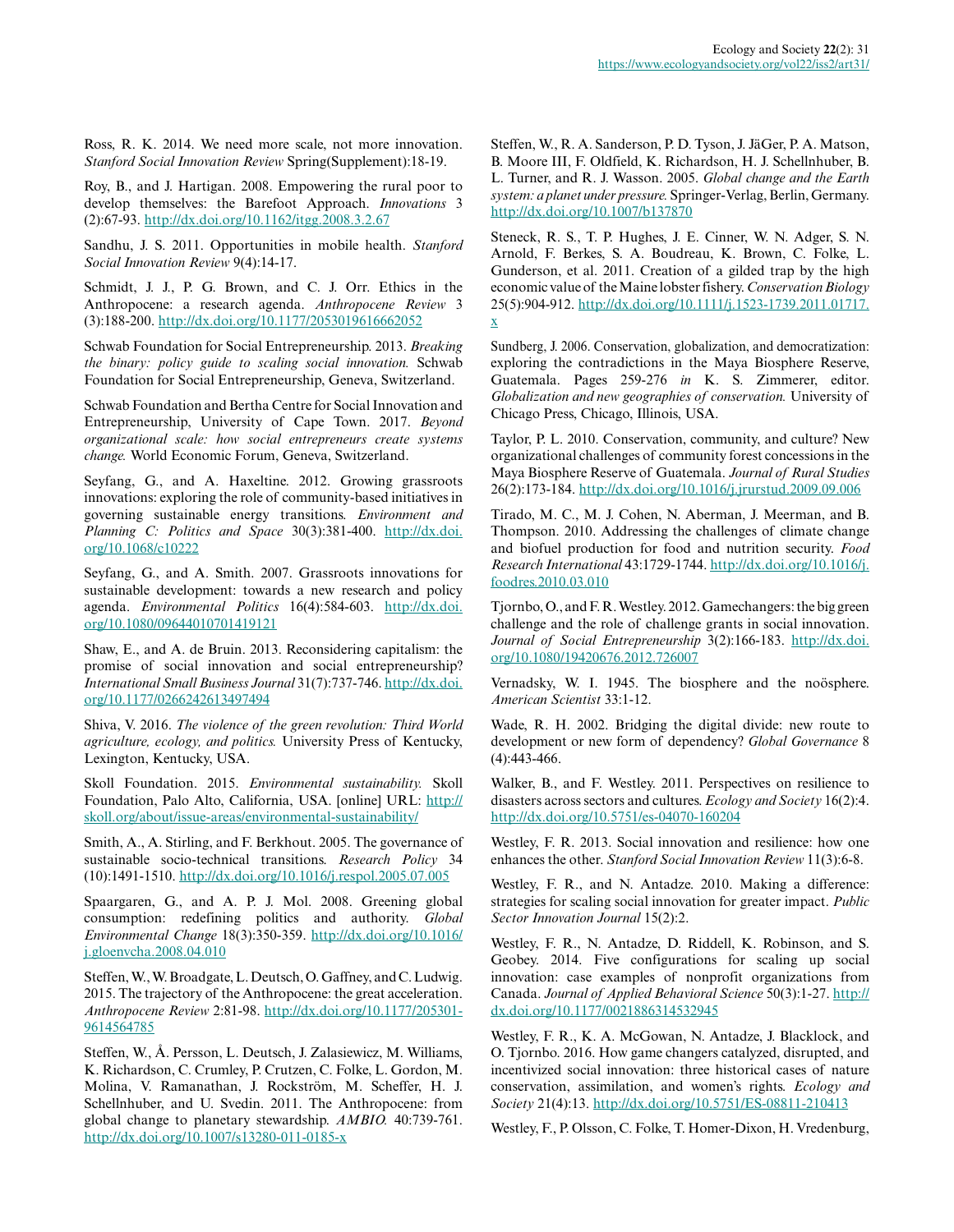Ross, R. K. 2014. We need more scale, not more innovation. *Stanford Social Innovation Review* Spring(Supplement):18-19.

Roy, B., and J. Hartigan. 2008. Empowering the rural poor to develop themselves: the Barefoot Approach. *Innovations* 3 (2):67-93. http://dx.doi.org/10.1162/itgg.2008.3.2.67

Sandhu, J. S. 2011. Opportunities in mobile health. *Stanford Social Innovation Review* 9(4):14-17.

Schmidt, J. J., P. G. Brown, and C. J. Orr. Ethics in the Anthropocene: a research agenda. *Anthropocene Review* 3 (3):188-200. http://dx.doi.org/10.1177/2053019616662052

Schwab Foundation for Social Entrepreneurship. 2013. *Breaking the binary: policy guide to scaling social innovation.* Schwab Foundation for Social Entrepreneurship, Geneva, Switzerland.

Schwab Foundation and Bertha Centre for Social Innovation and Entrepreneurship, University of Cape Town. 2017. *Beyond organizational scale: how social entrepreneurs create systems change.* World Economic Forum, Geneva, Switzerland.

Seyfang, G., and A. Haxeltine. 2012. Growing grassroots innovations: exploring the role of community-based initiatives in governing sustainable energy transitions. *Environment and Planning C: Politics and Space* 30(3):381-400. http://dx.doi.org/10.1068/c10222

Seyfang, G., and A. Smith. 2007. Grassroots innovations for sustainable development: towards a new research and policy agenda. *Environmental Politics* 16(4):584-603. http://dx.doi.org/10.1080/09644010701419121

Shaw, E., and A. de Bruin. 2013. Reconsidering capitalism: the promise of social innovation and social entrepreneurship? *International Small Business Journal* 31(7):737-746. http://dx.doi.org/10.1177/0266242613497494

Shiva, V. 2016. *The violence of the green revolution: Third World agriculture, ecology, and politics.* University Press of Kentucky, Lexington, Kentucky, USA.

Skoll Foundation. 2015. *Environmental sustainability.* Skoll Foundation, Palo Alto, California, USA. [online] URL: http://skoll.org/about/issue-areas/environmental-sustainability/

Smith, A., A. Stirling, and F. Berkhout. 2005. The governance of sustainable socio-technical transitions. *Research Policy* 34 (10):1491-1510. http://dx.doi.org/10.1016/j.respol.2005.07.005

Spaargaren, G., and A. P. J. Mol. 2008. Greening global consumption: redefining politics and authority. *Global Environmental Change* 18(3):350-359. http://dx.doi.org/10.1016/j.gloenvcha.2008.04.010

Steffen, W., W. Broadgate, L. Deutsch, O. Gaffney, and C. Ludwig. 2015. The trajectory of the Anthropocene: the great acceleration. *Anthropocene Review* 2:81-98. http://dx.doi.org/10.1177/2053019614564785

Steffen, W., Å. Persson, L. Deutsch, J. Zalasiewicz, M. Williams, K. Richardson, C. Crumley, P. Crutzen, C. Folke, L. Gordon, M. Molina, V. Ramanathan, J. Rockström, M. Scheffer, H. J. Schellnhuber, and U. Svedin. 2011. The Anthropocene: from global change to planetary stewardship. *AMBIO.* 40:739-761. http://dx.doi.org/10.1007/s13280-011-0185-x

Steffen, W., R. A. Sanderson, P. D. Tyson, J. JäGer, P. A. Matson, B. Moore III, F. Oldfield, K. Richardson, H. J. Schellnhuber, B. L. Turner, and R. J. Wasson. 2005. *Global change and the Earth system: a planet under pressure.* Springer-Verlag, Berlin, Germany. http://dx.doi.org/10.1007/b137870

Steneck, R. S., T. P. Hughes, J. E. Cinner, W. N. Adger, S. N. Arnold, F. Berkes, S. A. Boudreau, K. Brown, C. Folke, L. Gunderson, et al. 2011. Creation of a gilded trap by the high economic value of the Maine lobster fishery. *Conservation Biology* 25(5):904-912. http://dx.doi.org/10.1111/j.1523-1739.2011.01717.x

Sundberg, J. 2006. Conservation, globalization, and democratization: exploring the contradictions in the Maya Biosphere Reserve, Guatemala. Pages 259-276 *in* K. S. Zimmerer, editor. *Globalization and new geographies of conservation.* University of Chicago Press, Chicago, Illinois, USA.

Taylor, P. L. 2010. Conservation, community, and culture? New organizational challenges of community forest concessions in the Maya Biosphere Reserve of Guatemala. *Journal of Rural Studies* 26(2):173-184. http://dx.doi.org/10.1016/j.jrurstud.2009.09.006

Tirado, M. C., M. J. Cohen, N. Aberman, J. Meerman, and B. Thompson. 2010. Addressing the challenges of climate change and biofuel production for food and nutrition security. *Food Research International* 43:1729-1744. http://dx.doi.org/10.1016/j.foodres.2010.03.010

Tjornbo, O., and F. R. Westley. 2012. Gamechangers: the big green challenge and the role of challenge grants in social innovation. *Journal of Social Entrepreneurship* 3(2):166-183. http://dx.doi.org/10.1080/19420676.2012.726007

Vernadsky, W. I. 1945. The biosphere and the noösphere. *American Scientist* 33:1-12.

Wade, R. H. 2002. Bridging the digital divide: new route to development or new form of dependency? *Global Governance* 8 (4):443-466.

Walker, B., and F. Westley. 2011. Perspectives on resilience to disasters across sectors and cultures. *Ecology and Society* 16(2):4. http://dx.doi.org/10.5751/es-04070-160204

Westley, F. R. 2013. Social innovation and resilience: how one enhances the other. *Stanford Social Innovation Review* 11(3):6-8.

Westley, F. R., and N. Antadze. 2010. Making a difference: strategies for scaling social innovation for greater impact. *Public Sector Innovation Journal* 15(2):2.

Westley, F. R., N. Antadze, D. Riddell, K. Robinson, and S. Geobey. 2014. Five configurations for scaling up social innovation: case examples of nonprofit organizations from Canada. *Journal of Applied Behavioral Science* 50(3):1-27. http://dx.doi.org/10.1177/0021886314532945

Westley, F. R., K. A. McGowan, N. Antadze, J. Blacklock, and O. Tjornbo. 2016. How game changers catalyzed, disrupted, and incentivized social innovation: three historical cases of nature conservation, assimilation, and women's rights. *Ecology and Society* 21(4):13. http://dx.doi.org/10.5751/ES-08811-210413

Westley, F., P. Olsson, C. Folke, T. Homer-Dixon, H. Vredenburg,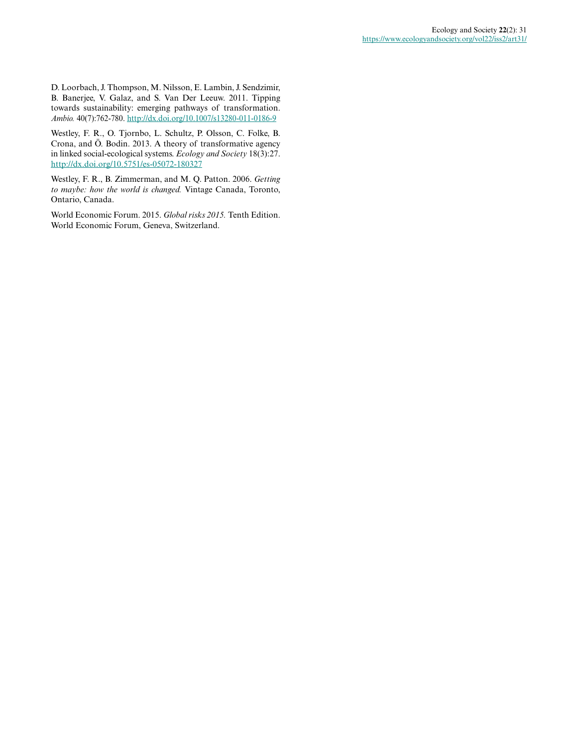D. Loorbach, J. Thompson, M. Nilsson, E. Lambin, J. Sendzimir, B. Banerjee, V. Galaz, and S. Van Der Leeuw. 2011. Tipping towards sustainability: emerging pathways of transformation. *Ambio.* 40(7):762-780. http://dx.doi.org/10.1007/s13280-011-0186-9

Westley, F. R., O. Tjornbo, L. Schultz, P. Olsson, C. Folke, B. Crona, and Ö. Bodin. 2013. A theory of transformative agency in linked social-ecological systems. *Ecology and Society* 18(3):27. http://dx.doi.org/10.5751/es-05072-180327

Westley, F. R., B. Zimmerman, and M. Q. Patton. 2006. *Getting to maybe: how the world is changed.* Vintage Canada, Toronto, Ontario, Canada.

World Economic Forum. 2015. *Global risks 2015.* Tenth Edition. World Economic Forum, Geneva, Switzerland.